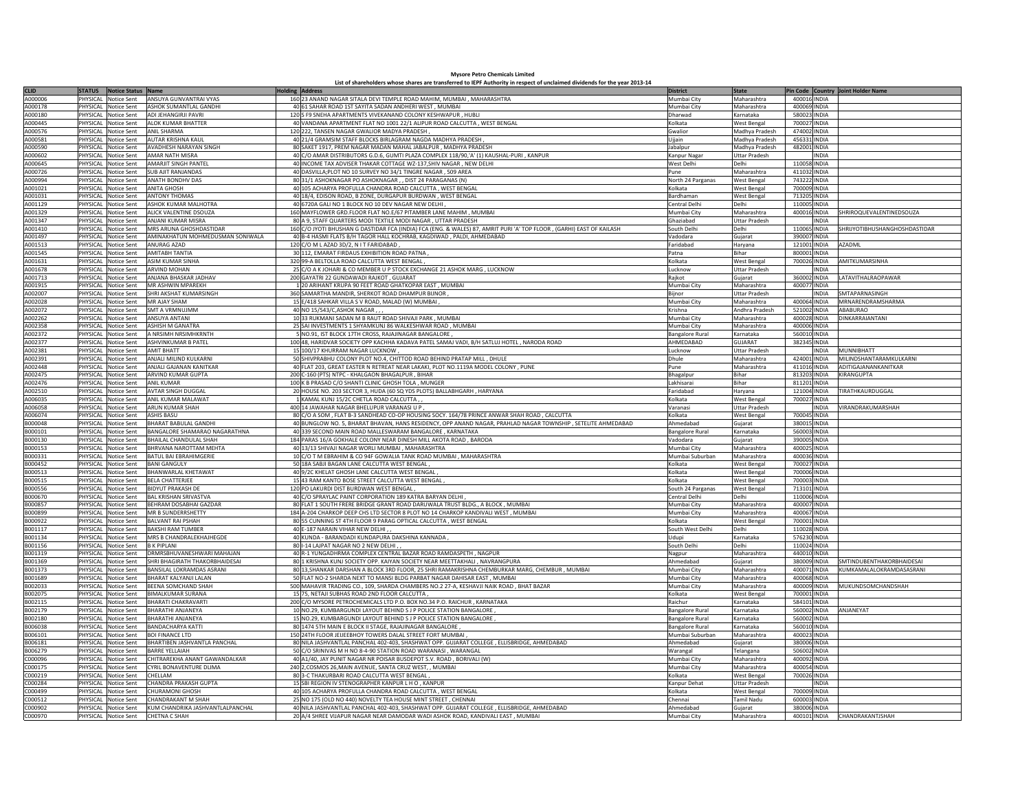**Mysore Petro Chemicals Limited**

**List of shareholders whose shares are transferred to IEPF Authority in respect of unclaimed dividends for the year 2013-14**

| CLID | STATUS | Notice Status | Name | Holding | Address | District | State | Pin Code | Country | Joint Holder Name |
|---|---|---|---|---|---|---|---|---|---|---|
| A000006 | PHYSICAL | Notice Sent | ANSUYA GUNVANTRAI VYAS | 160 | 23 ANAND NAGAR SITALA DEVI TEMPLE ROAD MAHIM, MUMBAI , MAHARASHTRA | Mumbai City | Maharashtra | 400016 | INDIA | |
| A000178 | PHYSICAL | Notice Sent | ASHOK SUMANTLAL GANDHI | 40 | 61 SAHAR ROAD 1ST SAYITA SADAN ANDHERI WEST , MUMBAI | Mumbai City | Maharashtra | 400069 | INDIA | |
| A000180 | PHYSICAL | Notice Sent | ADI JEHANGIRJI PAVRI | 120 | S F9 SNEHA APARTMENTS VIVEKANAND COLONY KESHWAPUR , HUBLI | Dharwad | Karnataka | 580023 | INDIA | |
| A000445 | PHYSICAL | Notice Sent | ALOK KUMAR BHATTER | 40 | VANDANA APARTMENT FLAT NO 1001 22/1 ALIPUR ROAD CALCUTTA , WEST BENGAL | Kolkata | West Bengal | 700027 | INDIA | |
| A000576 | PHYSICAL | Notice Sent | ANIL SHARMA | 120 | 222, TANSEN NAGAR GWALIOR MADYA PRADESH , | Gwalior | Madhya Pradesh | 474002 | INDIA | |
| A000581 | PHYSICAL | Notice Sent | AUTAR KRISHNA KAUL | 40 | 21/4 GRAMSIM STAFF BLOCKS BIRLAGRAM NAGDA MADHYA PRADESH , | Ujjain | Madhya Pradesh | 456331 | INDIA | |
| A000590 | PHYSICAL | Notice Sent | AVADHESH NARAYAN SINGH | 80 | SAKET 1917, PREM NAGAR MADAN MAHAL JABALPUR , MADHYA PRADESH | Jabalpur | Madhya Pradesh | 482001 | INDIA | |
| A000602 | PHYSICAL | Notice Sent | AMAR NATH MISRA | 40 | C/O AMAR DISTRIBUTORS G.D.6, GUMTI PLAZA COMPLEX 118/90,'A' (1) KAUSHAL-PURI , KANPUR | Kanpur Nagar | Uttar Pradesh | | INDIA | |
| A000645 | PHYSICAL | Notice Sent | AMARJIT SINGH PANTEL | 40 | INCOME TAX ADVISER THAKAR COTTAGE WZ-137,SHIV NAGAR , NEW DELHI | West Delhi | Delhi | 110058 | INDIA | |
| A000726 | PHYSICAL | Notice Sent | SUB AJIT RANJANDAS | 40 | DASVILLA;PLOT NO 10 SURVEY NO 34/1 TINGRE NAGAR , 509 AREA | Pune | Maharashtra | 411032 | INDIA | |
| A000994 | PHYSICAL | Notice Sent | ANATH BONDHV DAS | 80 | 31/1 ASHOKNAGAR PO ASHOKNAGAR , , DIST 24 PARAGANAS (N) | North 24 Parganas | West Bengal | 743222 | INDIA | |
| A001021 | PHYSICAL | Notice Sent | ANITA GHOSH | 40 | 105 ACHARYA PROFULLA CHANDRA ROAD CALCUTTA , WEST BENGAL | Kolkata | West Bengal | 700009 | INDIA | |
| A001031 | PHYSICAL | Notice Sent | ANTONY THOMAS | 40 | 18/4, EDISON ROAD, B ZONE, DURGAPUR BURDWAN , WEST BENGAL | Bardhaman | West Bengal | 713205 | INDIA | |
| A001129 | PHYSICAL | Notice Sent | ASHOK KUMAR MALHOTRA | 40 | 6720A GALI NO 1 BLOCK NO 10 DEV NAGAR NEW DELHI , | Central Delhi | Delhi | 110005 | INDIA | |
| A001329 | PHYSICAL | Notice Sent | ALICK VALENTINE DSOUZA | 160 | MAYFLOWER GRD.FLOOR FLAT NO.E/67 PITAMBER LANE MAHIM , MUMBAI | Mumbai City | Maharashtra | 400016 | INDIA | SHRIROQUEVALENTINEDSOUZA |
| A001347 | PHYSICAL | Notice Sent | ANJANI KUMAR MISRA | 80 | A 9, STAFF QUARTERS MODI TEXTILE MODI NAGAR , UTTAR PRADESH | Ghaziabad | Uttar Pradesh | | INDIA | |
| A001410 | PHYSICAL | Notice Sent | MRS ARUNA GHOSHDASTIDAR | 160 | C/O JYOTI BHUSHAN G DASTIDAR FCA (INDIA) FCA (ENG. & WALES) 87, AMRIT PURI 'A' TOP FLOOR , (GARHI) EAST OF KAILASH | South Delhi | Delhi | 110065 | INDIA | SHRIJYOTIBHUSHANGHOSHDASTIDAR |
| A001497 | PHYSICAL | Notice Sent | AMINAKHATUN MOHMEDUSMAN SONIWALA | 40 | B-4 HASMI FLATS B/H TAGOR HALL KOCHRAB, KAGDIWAD , PALDI, AHMEDABAD | Vadodara | Gujarat | 390007 | INDIA | |
| A001513 | PHYSICAL | Notice Sent | ANURAG AZAD | 120 | C/O M L AZAD 3D/2, N I T FARIDABAD , | Faridabad | Haryana | 121001 | INDIA | AZADML |
| A001545 | PHYSICAL | Notice Sent | AMITABH TANTIA | 30 | 112, EMARAT FIRDAUS EXHIBITION ROAD PATNA , | Patna | Bihar | 800001 | INDIA | |
| A001631 | PHYSICAL | Notice Sent | ASIM KUMAR SINHA | 320 | 99-A BELTOLLA ROAD CALCUTTA WEST BENGAL , | Kolkata | West Bengal | 700026 | INDIA | AMITKUMARSINHA |
| A001678 | PHYSICAL | Notice Sent | ARVIND MOHAN | 25 | C/O A K JOHARI & CO MEMBER U P STOCK EXCHANGE 21 ASHOK MARG , LUCKNOW | Lucknow | Uttar Pradesh | | INDIA | |
| A001713 | PHYSICAL | Notice Sent | ANJANA BHASKAR JADHAV | 200 | GAYATRI 22 GUNDAWADI RAJKOT , GUJARAT | Rajkot | Gujarat | 360002 | INDIA | LATAVITHALRAOPAWAR |
| A001915 | PHYSICAL | Notice Sent | MR ASHWIN MPAREKH | 1 | 20 ARIHANT KRUPA 90 FEET ROAD GHATKOPAR EAST , MUMBAI | Mumbai City | Maharashtra | 400077 | INDIA | |
| A002007 | PHYSICAL | Notice Sent | SHRI AKSHAT KUMARSINGH | 360 | SAMARTHA MANDIR, SHERKOT ROAD DHAMPUR BIJNOR , | Bijnor | Uttar Pradesh | | INDIA | SMTAPARNASINGH |
| A002028 | PHYSICAL | Notice Sent | MR AJAY SHAM | 15 | E/418 SAHKAR VILLA S V ROAD, MALAD (W) MUMBAI , | Mumbai City | Maharashtra | 400064 | INDIA | MRNARENDRAMSHARMA |
| A002072 | PHYSICAL | Notice Sent | SMT A VRMNUJMM | 40 | NO 15/543/C,ASHOK NAGAR , , , | Krishna | Andhra Pradesh | 521002 | INDIA | ABABURAO |
| A002262 | PHYSICAL | Notice Sent | ANSUYA ANTANI | 10 | 33 RUKMANI SADAN M B RAUT ROAD SHIVAJI PARK , MUMBAI | Mumbai City | Maharashtra | 400028 | INDIA | DINKARRAIANTANI |
| A002358 | PHYSICAL | Notice Sent | ASHISH M GANATRA | 25 | SAI INVESTMENTS 1 SHYAMKUNJ 86 WALKESHWAR ROAD , MUMBAI | Mumbai City | Maharashtra | 400006 | INDIA | |
| A002372 | PHYSICAL | Notice Sent | A NRSIMH NRSIMHKRNTH | 5 | NO.91, IST BLOCK 17TH CROSS, RAJAJINAGAR BANGALORE , | Bangalore Rural | Karnataka | 560010 | INDIA | |
| A002377 | PHYSICAL | Notice Sent | ASHVINKUMAR B PATEL | 100 | 48, HARIDVAR SOCIETY OPP KACHHA KADAVA PATEL SAMAJ VADI, B/H SATLUJ HOTEL , NARODA ROAD | AHMEDABAD | GUJARAT | 382345 | INDIA | |
| A002381 | PHYSICAL | Notice Sent | AMIT BHATT | 15 | 100/17 KHURRAM NAGAR LUCKNOW , | Lucknow | Uttar Pradesh | | INDIA | MUNNIBHATT |
| A002391 | PHYSICAL | Notice Sent | ANJALI MILIND KULKARNI | 50 | SHIVPRABHU COLONY PLOT NO.4, CHITTOD ROAD BEHIND PRATAP MILL , DHULE | Dhule | Maharashtra | 424001 | INDIA | MILINDSHANTARAMKULKARNI |
| A002448 | PHYSICAL | Notice Sent | ANJALI GAJANAN KANITKAR | 40 | FLAT 203, GREAT EASTER N RETREAT NEAR LAKAKI, PLOT NO.1119A MODEL COLONY , PUNE | Pune | Maharashtra | 411016 | INDIA | ADITIGAJANANKANITKAR |
| A002475 | PHYSICAL | Notice Sent | ARVIND KUMAR GUPTA | 200 | C-160 (PTS) NTPC - KHALGAON BHAGALPUR , BIHAR | Bhagalpur | Bihar | 813203 | INDIA | KIRANGUPTA |
| A002476 | PHYSICAL | Notice Sent | ANIL KUMAR | 100 | K B PRASAD C/O SHANTI CLINIC GHOSH TOLA , MUNGER | Lakhisarai | Bihar | 811201 | INDIA | |
| A002510 | PHYSICAL | Notice Sent | AVTAR SINGH DUGGAL | 20 | HOUSE NO. 203 SECTOR 3, HUDA (60 SQ YDS PLOTS) BALLABHGARH , HARYANA | Faridabad | Haryana | 121004 | INDIA | TIRATHKAURDUGGAL |
| A006035 | PHYSICAL | Notice Sent | ANIL KUMAR MALAWAT | 1 | KAMAL KUNJ 15/2C CHETLA ROAD CALCUTTA , , | Kolkata | West Bengal | 700027 | INDIA | |
| A006058 | PHYSICAL | Notice Sent | ARUN KUMAR SHAH | 400 | 14 JAWAHAR NAGAR BHELUPUR VARANASI U P , | Varanasi | Uttar Pradesh | | INDIA | VIRANDRAKUMARSHAH |
| A006074 | PHYSICAL | Notice Sent | ASHIS BASU | 80 | C/O A SOM , FLAT B-3 SANDHEAD CO-OP HOUSING SOCY. 164/78 PRINCE ANWAR SHAH ROAD , CALCUTTA | Kolkata | West Bengal | 700045 | INDIA | |
| B000048 | PHYSICAL | Notice Sent | BHARAT BABULAL GANDHI | 40 | BUNGLOW NO. 5, BHARAT BHAVAN, HANS RESIDENCY, OPP ANAND NAGAR, PRAHLAD NAGAR TOWNSHIP , SETELITE AHMEDABAD | Ahmedabad | Gujarat | 380015 | INDIA | |
| B000101 | PHYSICAL | Notice Sent | BANGALORE SHAMARAO NAGARATHNA | 40 | 339 SECOND MAIN ROAD MALLESWARAM BANGALORE , KARNATAKA | Bangalore Rural | Karnataka | 560003 | INDIA | |
| B000130 | PHYSICAL | Notice Sent | BHAILAL CHANDULAL SHAH | 184 | PARAS 16/A GOKHALE COLONY NEAR DINESH MILL AKOTA ROAD , BARODA | Vadodara | Gujarat | 390005 | INDIA | |
| B000153 | PHYSICAL | Notice Sent | BHRVANA NAROTTAM MEHTA | 40 | 13/13 SHIVAJI NAGAR WORLI MUMBAI , MAHARASHTRA | Mumbai City | Maharashtra | 400025 | INDIA | |
| B000331 | PHYSICAL | Notice Sent | BATUL BAI EBRAHIMGERIE | 10 | C/O T M EBRAHIM & CO 94F GOWALIA TANK ROAD MUMBAI , MAHARASHTRA | Mumbai Suburban | Maharashtra | 400036 | INDIA | |
| B000452 | PHYSICAL | Notice Sent | BANI GANGULY | 50 | 18A SABJI BAGAN LANE CALCUTTA WEST BENGAL , | Kolkata | West Bengal | 700027 | INDIA | |
| B000513 | PHYSICAL | Notice Sent | BHANWARLAL KHETAWAT | 40 | 9/2C KHELAT GHOSH LANE CALCUTTA WEST BENGAL , | Kolkata | West Bengal | 700006 | INDIA | |
| B000515 | PHYSICAL | Notice Sent | BELA CHATTERJEE | 15 | 43 RAM KANTO BOSE STREET CALCUTTA WEST BENGAL , | Kolkata | West Bengal | 700003 | INDIA | |
| B000556 | PHYSICAL | Notice Sent | BIDYUT PRAKASH DE | 120 | PO LAKURDI DIST BURDWAN WEST BENGAL , | South 24 Parganas | West Bengal | 713101 | INDIA | |
| B000670 | PHYSICAL | Notice Sent | BAL KRISHAN SRIVASTVA | 40 | C/O SPRAYLAC PAINT CORPORATION 189 KATRA BARYAN DELHI , | Central Delhi | Delhi | 110006 | INDIA | |
| B000857 | PHYSICAL | Notice Sent | BEHRAM DOSABHAI GAZDAR | 80 | FLAT 1 SOUTH FRERE BRIDGE GRANT ROAD DARUWALA TRUST BLDG., A BLOCK , MUMBAI | Mumbai City | Maharashtra | 400007 | INDIA | |
| B000899 | PHYSICAL | Notice Sent | MR B SUNDERRSHETTY | 184 | A-204 CHARKOP DEEP CHS LTD SECTOR 8 PLOT NO 14 CHARKOP KANDIVALI WEST , MUMBAI | Mumbai City | Maharashtra | 400067 | INDIA | |
| B000922 | PHYSICAL | Notice Sent | BALVANT RAI PSHAH | 80 | 55 CUNNING ST 4TH FLOOR 9 PARAG OPTICAL CALCUTTA , WEST BENGAL | Kolkata | West Bengal | 700001 | INDIA | |
| B001117 | PHYSICAL | Notice Sent | BAKSHI RAM TUMBER | 40 | E-187 NARAIN VIHAR NEW DELHI , , | South West Delhi | Delhi | 110028 | INDIA | |
| B001134 | PHYSICAL | Notice Sent | MRS B CHANDRALEKHAJHEGDE | 40 | KUNDA - BARANDADI KUNDAPURA DAKSHINA KANNADA , | Udupi | Karnataka | 576230 | INDIA | |
| B001156 | PHYSICAL | Notice Sent | B K PIPLANI | 80 | I-14 LAJPAT NAGAR NO 2 NEW DELHI , , | South Delhi | Delhi | 110024 | INDIA | |
| B001319 | PHYSICAL | Notice Sent | DRMRSBHUVANESHWARI MAHAJAN | 40 | R-1 YUNGADHRMA COMPLEX CENTRAL BAZAR ROAD RAMDASPETH , NAGPUR | Nagpur | Maharashtra | 440010 | INDIA | |
| B001369 | PHYSICAL | Notice Sent | SHRI BHAGIRATH THAKORBHAIDESAI | 80 | 1 KRISHNA KUNJ SOCIETY OPP. KAIYAN SOCIETY NEAR MEETTAKHALI , NAVRANGPURA | Ahmedabad | Gujarat | 380009 | INDIA | SMTINDUBENTHAKORBHAIDESAI |
| B001373 | PHYSICAL | Notice Sent | BANSILAL LOKRAMDAS ASRANI | 80 | 13,SHANKAR DARSHAN A BLOCK 3RD FLOOR, 25 SHRI RAMAKRISHNA CHEMBURKAR MARG, CHEMBUR , MUMBAI | Mumbai City | Maharashtra | 400071 | INDIA | KUMKAMALALOKRAMDASASRANI |
| B001689 | PHYSICAL | Notice Sent | BHARAT KALYANJI LALAN | 50 | FLAT NO-2 SHARDA NEXT TO MANSI BLDG PARBAT NAGAR DAHISAR EAST , MUMBAI | Mumbai City | Maharashtra | 400068 | INDIA | |
| B002033 | PHYSICAL | Notice Sent | BEENA SOMCHAND SHAH | 500 | MAHAVIR TRADING CO., 109, SHARDA CHAMBERS NO.2 27-A, KESHAVJI NAIK ROAD , BHAT BAZAR | Mumbai City | Maharashtra | 400009 | INDIA | MUKUNDSOMCHANDSHAH |
| B002075 | PHYSICAL | Notice Sent | BIMALKUMAR SURANA | 15 | 75, NETAJI SUBHAS ROAD 2ND FLOOR CALCUTTA , | Kolkata | West Bengal | 700001 | INDIA | |
| B002115 | PHYSICAL | Notice Sent | BHARATI CHAKRAVARTI | 200 | C/O MYSORE PETROCHEMICALS LTD P.O. BOX NO.34 P.O. RAICHUR , KARNATAKA | Raichur | Karnataka | 584101 | INDIA | |
| B002179 | PHYSICAL | Notice Sent | BHARATHI ANJANEYA | 10 | NO.29, KUMBARGUNDI LAYOUT BEHIND S J P POLICE STATION BANGALORE , | Bangalore Rural | Karnataka | 560002 | INDIA | ANJANEYAT |
| B002180 | PHYSICAL | Notice Sent | BHARATHI ANJANEYA | 15 | NO.29, KUMBARGUNDI LAYOUT BEHIND S J P POLICE STATION BANGALORE , | Bangalore Rural | Karnataka | 560002 | INDIA | |
| B006038 | PHYSICAL | Notice Sent | BANDACHARYA KATTI | 80 | 1474 5TH MAIN E BLOCK II STAGE, RAJAJINAGAR BANGALORE , | Bangalore Rural | Karnataka | 560010 | INDIA | |
| B006101 | PHYSICAL | Notice Sent | BOI FINANCE LTD | 150 | 24TH FLOOR JEIJEEBHOY TOWERS DALAL STREET FORT MUMBAI , | Mumbai Suburban | Maharashtra | 400023 | INDIA | |
| B006181 | PHYSICAL | Notice Sent | BHARTIBEN JASHVANTLA PANCHAL | 80 | NILA JASHVANTLAL PANCHAL 402-403, SHASHWAT OPP. GUJARAT COLLEGE , ELLISBRIDGE, AHMEDABAD | Ahmedabad | Gujarat | 380006 | INDIA | |
| B006279 | PHYSICAL | Notice Sent | BARRE YELLAIAH | 50 | C/O SRINIVAS M H NO 8-4-90 STATION ROAD WARANASI , WARANGAL | Warangal | Telangana | 506002 | INDIA | |
| C000096 | PHYSICAL | Notice Sent | CHITRAREKHA ANANT GAWANDALKAR | 40 | A1/40, JAY PUNIT NAGAR NR POISAR BUSDEPOT S.V. ROAD , BORIVALI (W) | Mumbai City | Maharashtra | 400092 | INDIA | |
| C000175 | PHYSICAL | Notice Sent | CYRIL BONAVENTURE DLIMA | 240 | 2,COSMOS 26,MAIN AVENUE, SANTA CRUZ WEST, , MUMBAI | Mumbai City | Maharashtra | 400054 | INDIA | |
| C000219 | PHYSICAL | Notice Sent | CHELLAM | 80 | 3-C THAKURBARI ROAD CALCUTTA WEST BENGAL , | Kolkata | West Bengal | 700026 | INDIA | |
| C000284 | PHYSICAL | Notice Sent | CHANDRA PRAKASH GUPTA | 15 | SBI REGION IV STENOGRAPHER KANPUR L H O , KANPUR | Kanpur Dehat | Uttar Pradesh | | INDIA | |
| C000499 | PHYSICAL | Notice Sent | CHURAMONI GHOSH | 40 | 105 ACHARYA PROFULLA CHANDRA ROAD CALCUTTA , WEST BENGAL | Kolkata | West Bengal | 700009 | INDIA | |
| C000512 | PHYSICAL | Notice Sent | CHANDRAKANT M SHAH | 25 | NO 175 (OLD NO 440) NOVELTY TEA HOUSE MINT STREET , CHENNAI | Chennai | Tamil Nadu | 600003 | INDIA | |
| C000902 | PHYSICAL | Notice Sent | KUM CHANDRIKA JASHVANTLALPANCHAL | 40 | NILA JASHVANTLAL PANCHAL 402-403, SHASHWAT OPP. GUJARAT COLLEGE , ELLISBRIDGE, AHMEDABAD | Ahmedabad | Gujarat | 380006 | INDIA | |
| C000970 | PHYSICAL | Notice Sent | CHETNA C SHAH | 20 | A/4 SHREE VIJAPUR NAGAR NEAR DAMODAR WADI ASHOK ROAD, KANDIVALI EAST , MUMBAI | Mumbai City | Maharashtra | 400101 | INDIA | CHANDRAKANTJSHAH |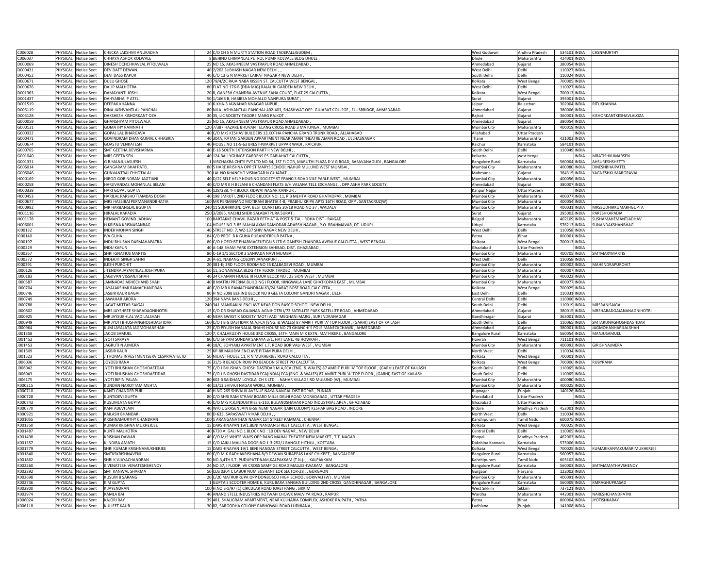| | | | | | | | | | | |
|---|---|---|---|---|---|---|---|---|---|---|
| C006028 | PHYSICAL | Notice Sent | CHECKA LAKSHMI ANURADHA | 24 | C/O CH S N MURTY STATION ROAD TADEPALLIGUDEM , | West Godavari | Andhra Pradesh | 534101 | INDIA | CHSNMURTHY |
| C006037 | PHYSICAL | Notice Sent | CHHAYA ASHOK KOLWALE | 8 | BEHIND CHIMANLAL PETROL PUMP KOLVALE BLDG DHULE , | Dhule | Maharashtra | 424001 | INDIA | |
| D000069 | PHYSICAL | Notice Sent | DINESH OCHCHHAVLAL PITOLWALA | 25 | NO 15, AKASHNEEM VASTRAPUR ROAD AHMEDABAD , | Ahmedabad | Gujarat | 380054 | INDIA | |
| D000431 | PHYSICAL | Notice Sent | DEV DATT DEWAN | 40 | 2/202 SUBHASH NAGAR NEW DELHI , , | West Delhi | Delhi | 110027 | INDIA | |
| D000452 | PHYSICAL | Notice Sent | DEVI DASS KAPUR | 40 | C/O 13 G N MARKET LAJPAT NAGAR 4 NEW DELHI , | South Delhi | Delhi | 110024 | INDIA | |
| D000671 | PHYSICAL | Notice Sent | DULU GHOSE | 120 | 79/4/2C RAJA NABA KISSEN ST. CALCUTTA WEST BENGAL , | Kolkata | West Bengal | 700005 | INDIA | |
| D000676 | PHYSICAL | Notice Sent | DALIP MALHOTRA | 80 | FLAT NO 176-B (DDA MIG) RAJAURI GARDEN NEW DELHI , | West Delhi | Delhi | 110027 | INDIA | |
| D001363 | PHYSICAL | Notice Sent | DAMAYANTI JOSHI | 20 | 8, GANESH CHANDRA AVENUE SAHA COURT, FLAT 29 CALCUTTA , | Kolkata | West Bengal | 700013 | INDIA | |
| D001437 | PHYSICAL | Notice Sent | DAHYABHAI P ATEL | 50 | 1/1668 B, HABIBSA MOHALLO NANPURA SURAT , | Surat | Gujarat | 395001 | INDIA | |
| D001519 | PHYSICAL | Notice Sent | DEEPAK KHANNA | 10 | 6-KHA-3 JAWAHAR NNAGAR JAIPUR , | Jaipur | Rajasthan | 302004 | INDIA | RITUKHANNA |
| D006119 | PHYSICAL | Notice Sent | DINA JASHVANTLAL PANCHAL | 80 | NILA JASHVANTLAL PANCHAL 402-403, SHASHWAT OPP. GUJARAT COLLEGE , ELLISBRIDGE, AHMEDABAD | Ahmedabad | Gujarat | 380006 | INDIA | |
| D006128 | PHYSICAL | Notice Sent | DAKSHESH KISHORKANT OZA | 30 | 35, LIC SOCIETY TAGORE MARG RAJKOT , | Rajkot | Gujarat | 360001 | INDIA | KISHORKANTKESHAVLALOZA |
| G000059 | PHYSICAL | Notice Sent | GHANSHYAM PITOLWALA | 25 | NO 15, AKASHNEEM VASTRAPUR ROAD AHMEDABAD , | Ahmedabad | Gujarat | 380054 | INDIA | |
| G000131 | PHYSICAL | Notice Sent | GOMATHY RAMNATH | 120 | 7/387 HAZARE BHUVAN TELANG CROSS ROAD 3 MATUNGA , MUMBAI | Mumbai City | Maharashtra | 400019 | INDIA | |
| G000332 | PHYSICAL | Notice Sent | GOPAL LAL BHARGAVA | 40 | C/O M/S KESHAV BUILDERS 13,KOTHA PANCHA GRAND TRUNK ROAD , ALLAHABAD | Allahabad | Uttar Pradesh | | INDIA | |
| G000471 | PHYSICAL | Notice Sent | GOVINDRAM DHANRAJMAL CHHABRIA | 40 | 304A, RATAN GARDEN APPARTMENT NEAR AMAN THEATRE AMAN ROAD , ULLHASNAGAR | Thane | Maharashtra | 421003 | INDIA | |
| G000674 | PHYSICAL | Notice Sent | GOASTU VENKATESH | 40 | HOUSE NO 11-9-63 BRESTHWARPET UPPAR WADI , RAICHUR | Raichur | Karnataka | 584101 | INDIA | |
| G000765 | PHYSICAL | Notice Sent | SMT GEETHA DEVISHARMA | 40 | E-18 SOUTH EXTENSION PART II NEW DELHI , , | South Delhi | Delhi | 110049 | INDIA | |
| G001040 | PHYSICAL | Notice Sent | MRS GEETA SEN | 40 | 124 BALLYGUNGE GARDENS PS GARIAHAT CALCUTTA , | kolkatta | west bengal | | INDIA | MRATISHKUMARSEN |
| G001331 | PHYSICAL | Notice Sent | G R MANJULASUESH | 1 | VIRCHAKRA CHITS PVT LTD NO.64, 1ST FLOOR, MARUTHI PLAZA D V G ROAD, BASAVANAGUDI , BANGALORE | Bangalore Rural | Karnataka | 560004 | INDIA | AHSURESHSHETTY |
| G006014 | PHYSICAL | Notice Sent | GANGARAM BHAI PATEL | 80 | 5 HARE KRISHNA OPP ST MARYS SCHOOL NAHUR MULUND WEST MUMBAI , | Mumbai City | Maharashtra | 400080 | INDIA | DINESHBHAIPATEL |
| G006046 | PHYSICAL | Notice Sent | GUNVANTRAI CHHOTALAL | 30 | LAL NO KHANCHO VISNAGAR N GUJARAT , , | Mahesana | Gujarat | 384315 | INDIA | YAGNESHKUMARGRAVAL |
| H000169 | PHYSICAL | Notice Sent | HIROO GOBINDRAM JAGTIANI | 40 | D/22 SELF HELP HOUSING SOCIETY ST FRANCIS ROAD VILE PARLE WEST , MUMBAI | Mumbai City | Maharashtra | 400056 | INDIA | |
| H000258 | PHYSICAL | Notice Sent | HARJIVANDAS MOHANLAL BELANI | 40 | C/O MR K H BELANI 6 CHANDANI FLATS B/H VASANA TELE EXCHANGE, , OPP ASHA PARK SOCIETY, | Ahmedabad | Gujarat | 380007 | INDIA | |
| H000338 | PHYSICAL | Notice Sent | HARI GOPAL GUPTA | 40 | 128/288, Y-II BLOCK KIDWAI NAGAR KANPUR , | Kanpur Nagar | Uttar Pradesh | | INDIA | |
| H000453 | PHYSICAL | Notice Sent | HARILAL PARSHOTTAMDAS DOSHI | 40 | 198 SMRUTI, 2ND FLOOR BLOCK NO. 11, R B MEHTA ROAD GHATKOPAR , MUMBAI | Mumbai City | Maharashtra | 400077 | INDIA | |
| H000677 | PHYSICAL | Notice Sent | MRS HASSIBAI PERMANANDBHATIA | 160 | MR PERMANAND MOTIRAM BHATIA 4-B, PRABHU KRIPA APTS 16TH ROAD, OPP , SANTACRUZ(W) | Mumbai City | Maharashtra | 400054 | INDIA | |
| H000982 | PHYSICAL | Notice Sent | MR HARBANSLAL BGUPTA | 240 | 11 SUDHIRKUNJ OPP. BEST QUARTERS 20/18 ROAD NO 37 , WADALA | Mumbai City | Maharashtra | 400031 | INDIA | MRSSUDHIRKUMARHGUPTA |
| H001116 | PHYSICAL | Notice Sent | HIRALAL KAPADIA | 250 | 3/2085, VACHLI SHERI SALABATPURA SURAT , | Surat | Gujarat | 395003 | INDIA | PARESHKAPADIA |
| H001178 | PHYSICAL | Notice Sent | HEMANT GOVIND JADHAV | 100 | BARTAKKE CHAWL BAZAR PETH AT & POST & TAL - ROHA DIST - RAIGAD , | Raigad | Maharashtra | 402109 | INDIA | SUSHAMAHEMANTJADHAV |
| H006001 | PHYSICAL | Notice Sent | H KRISNA KRISNASANBAG | 104 | HOUSE NO.3-85 MAHALAXMI DAMODAR ADARSH NAGAR , P.O. BRAHMAVAR, DT. UDUPI | Udupi | Karnataka | 576213 | INDIA | SUNANDAKSHANBHAG |
| I000132 | PHYSICAL | Notice Sent | INDER MOHAN SINGH | 40 | STREET NO. 7, WZ-137 SHIV NAGAR NEW DELHI , | West Delhi | Delhi | 110058 | INDIA | |
| I000140 | PHYSICAL | Notice Sent | IVA GUHA | 184 | C/O PROF. B K GUHA PURANDERPUR PATNA , | Patna | Bihar | 800001 | INDIA | |
| I000197 | PHYSICAL | Notice Sent | INDU BHUSAN DASMAHAPATRA | 80 | C/O HOECHST PHARMACEUTICALS LTD 6 GANESH CHANDRA AVENUE CALCUTTA , WEST BENGAL | Kolkata | West Bengal | 700013 | INDIA | |
| I000229 | PHYSICAL | Notice Sent | INDU KAPUR | 40 | A-148,SHAM PARK EXTENSION SAHIBAD, DIST. GHAZIABAD , | Ghaziabad | Uttar Pradesh | | INDIA | |
| I000267 | PHYSICAL | Notice Sent | SHRI IGNATIUS MARTIS | 80 | C-19 1/1 SECTOR 3 SANPADA NAVI MUMBAI , | Mumbai City | Maharashtra | 400705 | INDIA | SMTMARYMARTIS |
| I000372 | PHYSICAL | Notice Sent | INDERJIT SINGH SAHNI | 20 | A-61, NARANG COLONY JANAKPURI , , | West Delhi | Delhi | 110058 | INDIA | |
| I000391 | PHYSICAL | Notice Sent | ILESH PUROHIT | 20 | 381-E; 3RD FLOOR ROOM NO 35 KALBADEVI ROAD , MUMBAI | Mumbai City | Maharashtra | 400002 | INDIA | MAHENDRAPUROHIT |
| J000126 | PHYSICAL | Notice Sent | JITENDRA JAYANTILAL JOSHIPURA | 50 | 11, SONAWALLA BLDG 4TH FLOOR TARDEO , MUMBAI | Mumbai City | Maharashtra | 400007 | INDIA | |
| J000183 | PHYSICAL | Notice Sent | JAGJIVAN VISSANJI SHAH | 40 | 34 CHAMAN HOUSE III FLOOR BLOCK NO : 23 SION WEST , MUMBAI | Mumbai City | Maharashtra | 400022 | INDIA | |
| J000587 | PHYSICAL | Notice Sent | JAMNADAS ABHECHAND SHAH | 40 | 8 MATRU PRERNA BUILDING I FLOOR, HINGWALA LANE GHATKOPAR EAST , MUMBAI | Mumbai City | Maharashtra | 400077 | INDIA | |
| J000704 | PHYSICAL | Notice Sent | JAYALAKSHMI RAMACHANDRAN | 40 | C/O MR K RAMACHANDRAN 63/2A SARAT BOSE ROAD CALCUTTA , | Kolkata | West Bengal | 700025 | INDIA | |
| J000746 | PHYSICAL | Notice Sent | JASBIR KAUR BAGAI | 80 | H NO 2098 BEHIND BLOCK NO 9 GEETA COLONY GANDHI NAGAR , DELHI | East Delhi | Delhi | 110031 | INDIA | |
| J000749 | PHYSICAL | Notice Sent | JAWAHAR ARORA | 120 | 394 NAYA BANS DELHI , , | Central Delhi | Delhi | 110006 | INDIA | |
| J000788 | PHYSICAL | Notice Sent | JAGAT MITTAR SAIGAL | 240 | 341 MANDAKINI ENCLAVE NEAR DON BASCO SCHOOL NEW DELHI , | South Delhi | Delhi | 110019 | INDIA | MRSRANISAIGAL |
| J000802 | PHYSICAL | Notice Sent | MRS JAYSHREE SHARADAGNIHOTRI | 15 | C/O DR SHARAD GAJANAN AGNIHOTRI I/72 SATELLITE PARK SATELLITE ROAD , AHMEDABAD | Ahmedabad | Gujarat | 380015 | INDIA | MRSHARADGAJANANAGNIHOTRI |
| J000925 | PHYSICAL | Notice Sent | MR JAYSUKHLAL VADILALSHAH | 40 | NEAR SWASTIK SOCIETY 'MOTI VADI' MEGHANI MARG , SURENDRANAGAR | Gandhinagar | Gujarat | 363001 | INDIA | |
| J000949 | PHYSICAL | Notice Sent | MR JYOTI BHUSHANGHOSHDASTIDAR | 160 | C/O J B G DASTIDAR M.A,FCA (ENG. & WALES) 87 AMRIT PURI 'A' TOP FLOOR , (GARHI) EAST OF KAILASH | South Delhi | Delhi | 110065 | INDIA | SMTARUNAGHOSHDASTIDAR |
| J000964 | PHYSICAL | Notice Sent | KUM JAYALATA JAGMOHANSHAH | 25 | C/O PIYUSH NANALAL SHAHS HOUSE NO 73 GHANCHI'S POLE MANECKCHAWK , AHMEDABAD | Ahmedabad | Gujarat | 380001 | INDIA | JAGMOHANHARILALSHAH |
| J001358 | PHYSICAL | Notice Sent | JACOB SAMUEL | 120 | 7, CHALAKUZHY HOUSE 3RD CROSS, 14TH MAIN M E EXTN. MATHIKERE , BANGALORE | Bangalore Rural | Karnataka | 560054 | INDIA | MANJUSAMUEL |
| J001452 | PHYSICAL | Notice Sent | JYOTI SARAYA | 80 | C/O SHYAM SUNDAR SARAYA 3/1, HAT LANE, 4B HOWRAH , | Howrah | West Bengal | 711101 | INDIA | |
| J001453 | PHYSICAL | Notice Sent | JAGRUTI N AJMERA | 40 | 18/C, SOHYAILI APARTMENT L.T. ROAD BORIVALI WEST , MUMBAI | Mumbai City | Maharashtra | 400092 | INDIA | GIRISHNAJMERA |
| J001509 | PHYSICAL | Notice Sent | JASBIR KAUR | 25 | KP-88 MAURYA ENCLAVE PITAM PURA DELHI , | North West | Delhi | 110034 | INDIA | |
| J001523 | PHYSICAL | Notice Sent | J THOMAS INVESTMENTSERVICESPRIVATELTD | 50 | NILHAT HOUSE 11, R N MUKHERJEE ROAD CALCUTTA , | Kolkata | West Bengal | 700001 | INDIA | |
| J006036 | PHYSICAL | Notice Sent | JOYDEB RANA | 16 | 31/1-R BEADON ROW PO BEADON STREET PO CALCUTTA , | Kolkata | West Bengal | 700006 | INDIA | RUBYRANA |
| J006042 | PHYSICAL | Notice Sent | JYOTI BHUSHAN GHOSHDASTIDAR | 75 | C/O J BHUSHAN GHOSH DASTIDAR M.A,FCA (ENG. & WALES) 87 AMRIT PURI 'A' TOP FLOOR , (GARHI) EAST OF KAILASH | South Delhi | Delhi | 110065 | INDIA | |
| J006043 | PHYSICAL | Notice Sent | JYOTI BHUSHAN GHOSHDASTIDAR | 75 | C/O J B GHOSH DASTIDAR FCA(INDIA) FCA (ENG. & WALES) 87 AMRIT PURI 'A' TOP FLOOR , (GARHI) EAST OF KAILASH | South Delhi | Delhi | 110065 | INDIA | |
| J006175 | PHYSICAL | Notice Sent | JYOTI BIPIN PALAN | 80 | 602 B SAIDHAM LOYOLA CH S LTD , NAHAR VILLAGE RD MULUND (W) , MUMBAI | Mumbai City | Maharashtra | 400080 | INDIA | |
| K000215 | PHYSICAL | Notice Sent | KUNDAN NAROTTAM MEHTA | 40 | 13/13 SHIVAJI NAGAR WORLI, MUMBAI , | Mumbai City | Maharashtra | 400025 | INDIA | |
| K000710 | PHYSICAL | Notice Sent | KANTI CHANDER PURI | 40 | H.NO 265 SHIVALIK AVENUE NAYA NANGAL DIST ROPAR , PUNJAB | Rupnagar | Punjab | 140126 | INDIA | |
| K000728 | PHYSICAL | Notice Sent | KUNTIDEVI GUPTA | 80 | C/O SHRI RAM STRAW BOARD MILLS DELHI ROAD MORADABAD , UTTAR PRADESH | Moradabad | Uttar Pradesh | | INDIA | |
| K000743 | PHYSICAL | Notice Sent | KUSUMLATA GUPTA | 40 | C/O M/S R.K.INDUSTRIES E-110, BULANDSHAHAR ROAD INDUSTRIAL AREA , GHAZIABAD | Ghaziabad | Uttar Pradesh | | INDIA | |
| K000770 | PHYSICAL | Notice Sent | KANTADEVI JAIN | 40 | W/0 UGRASEN JAIN B-58,NEMI NAGAR (JAIN COLONY) KESHAR BAG ROAD , INDORE | Indore | Madhya Pradesh | 452001 | INDIA | |
| K000921 | PHYSICAL | Notice Sent | KAILASH BHANDARI | 80 | D-633, SARASWATI VIHAR DELHI , , | North West | Delhi | 110034 | INDIA | |
| K001055 | PHYSICAL | Notice Sent | KRISHNAMURTHY CHANDRAN | 100 | 1 ARANGANATHAN NAGAR 1ST STREET PAMMAL , CHENNAI | Kanchipuram | Tamil Nadu | 600075 | INDIA | |
| K001350 | PHYSICAL | Notice Sent | KUMAR KRISHNA MUKHERJEE | 15 | DAKSHINAYAN 19/1,BENI NANDAN STREET CALCUTTA , WEST BENGAL | Kolkata | West Bengal | 700025 | INDIA | |
| K001487 | PHYSICAL | Notice Sent | KUNTI MALHOTRA | 40 | 6720 A: GALI NO 1 BLOCK NO : 10 DEV NAGAR , NEW DELHI | Central Delhi | Delhi | 110005 | INDIA | |
| K001498 | PHYSICAL | Notice Sent | KRISHAN DAWAR | 40 | C/O M/S WHITE WAYS OPP RANG MAHAL THEATRE NEW MARKET , T.T. NAGAR | Bhopal | Madhya Pradesh | 462003 | INDIA | |
| K001557 | PHYSICAL | Notice Sent | K INDIRA AMATH | 15 | C/O JAIKU MALLYA DOOR NO 1-3-252/1 BANGLE HITHLU , KOTTARA | Dakshina Kannada | Karnataka | 575006 | INDIA | |
| K001779 | PHYSICAL | Notice Sent | SHRI KUMAR KRISHNAMUKHERJEE | 15 | DAKSHINAYAN 19/1 BENI NANDAN STREET CALCUTTA , WEST BENGAL | Kolkata | West Bengal | 700025 | INDIA | KUMARIKANYAKUMARIMUKHERJEE |
| K001840 | PHYSICAL | Notice Sent | SMTKSKRISHNAVENI | 80 | C/O M.K.RADHAKRISHANA 8/9 DEWAN SURAPPAS LANE CHIKPET , BANGALORE | Bangalore Rural | Karnataka | 560053 | INDIA | |
| K001862 | PHYSICAL | Notice Sent | SHRI K VJAYACHANDRAN | 50 | NO.3,4TH S.T.,PUDUPATTINAM,KALPAKKAM.(T N.). , , KALPAKKAM | Kanchipuram | Tamil Nadu | 603102 | INDIA | |
| K002260 | PHYSICAL | Notice Sent | K VENATESH VENATESHSHENOY | 24 | NO 57, I FLOOR, VII CROSS SAMPIGE ROAD MALLESHWARAM , BANGALORE | Bangalore Rural | Karnataka | 560003 | INDIA | SMTMAMATHAVSHENOY |
| K002392 | PHYSICAL | Notice Sent | SMT KANWAL SHARMA | 50 | CLG 0304 C LABUR NUM SUSHANT LOK SECTOR-28 , , GURGAON | Gurgaon | Haryana | 122002 | INDIA | |
| K002698 | PHYSICAL | Notice Sent | KUSUM B SARANG | 20 | C/20 MATRUKRUPA OPP DONBOSCO HIGH SCHOOL BORIVALI (W) , MUMBAI | Mumbai City | Maharashtra | 400091 | INDIA | |
| K002736 | PHYSICAL | Notice Sent | K M GUPTA | 1 | GUPTA'S SCOOTER HOME 6, KURUBARA SANGHA BUILDING 2ND CROSS, GANDHINAGAR , BANGALORE | Bangalore Rural | Karnataka | 560009 | INDIA | KMRAGHUPRASAD |
| K002800 | PHYSICAL | Notice Sent | K JAYENDRAN | 100 | H.NO.S-1/97 (1) CIRCULAR ROAD JORETHANG , SIKKIM | West Sikkim | Sikkim | 737121 | INDIA | |
| K002974 | PHYSICAL | Notice Sent | KAMLA BAI | 40 | ANAND STEEL INDUSTRIES KOTWAH CHOWK MALVIYA ROAD , RAIPUR | Wardha | Maharashtra | 442001 | INDIA | NARESHCHANDPATNI |
| K006024 | PHYSICAL | Notice Sent | KAJORI RAY | 39 | 401, SHALIGRAM APARTMENT, NEAR KULHARIA COMPLEX, ASHOKE RAJPATH , PATNA | Patna | Bihar | 800004 | INDIA | JYOTISHKARAY |
| K006118 | PHYSICAL | Notice Sent | KULJEET KAUR | 30 | 82, SARGODHA COLONY PABHOWAL ROAD LUDHIANA , | Ludhiana | Punjab | 141008 | INDIA | |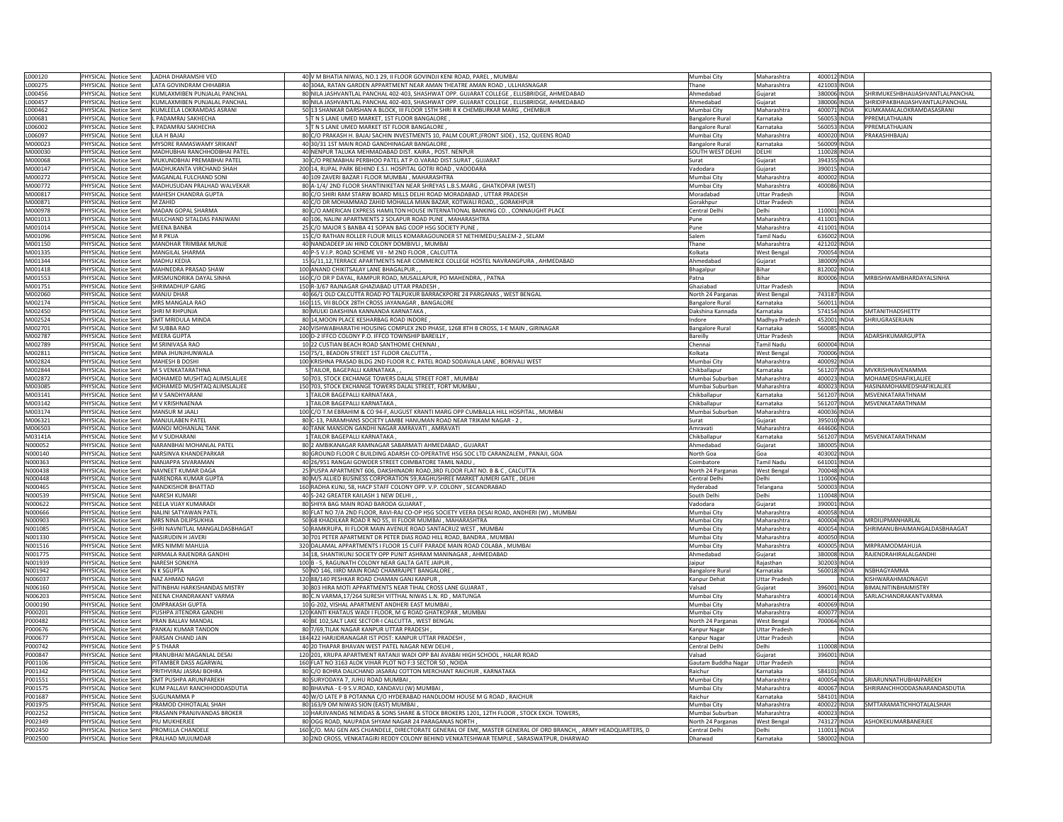| | | | | | | | | | | |
|---|---|---|---|---|---|---|---|---|---|---|
| L000120 | PHYSICAL | Notice Sent | LADHA DHARAMSHI VED | 40 | V M BHATIA NIWAS, NO.1 29, II FLOOR GOVINDJI KENI ROAD, PAREL , MUMBAI | Mumbai City | Maharashtra | 400012 | INDIA | |
| L000275 | PHYSICAL | Notice Sent | LATA GOVINDRAM CHHABRIA | 40 | 304A, RATAN GARDEN APPARTMENT NEAR AMAN THEATRE AMAN ROAD , ULLHASNAGAR | Thane | Maharashtra | 421003 | INDIA | |
| L000456 | PHYSICAL | Notice Sent | KUMLAXMIBEN PUNJALAL PANCHAL | 80 | NILA JASHVANTLAL PANCHAL 402-403, SHASHWAT OPP. GUJARAT COLLEGE , ELLISBRIDGE, AHMEDABAD | Ahmedabad | Gujarat | 380006 | INDIA | SHRIMUKESHBHAIJASHVANTLALPANCHAL |
| L000457 | PHYSICAL | Notice Sent | KUMLAXMIBEN PUNJALAL PANCHAL | 80 | NILA JASHVANTLAL PANCHAL 402-403, SHASHWAT OPP. GUJARAT COLLEGE , ELLISBRIDGE, AHMEDABAD | Ahmedabad | Gujarat | 380006 | INDIA | SHRIDIPAKBHAIJASHVANTLALPANCHAL |
| L000462 | PHYSICAL | Notice Sent | KUMLEELA LOKRAMDAS ASRANI | 50 | 13 SHANKAR DARSHAN A BLOCK, III FLOOR 15TH SHRI R K CHEMBURKAR MARG , CHEMBUR | Mumbai City | Maharashtra | 400071 | INDIA | KUMKAMALALOKRAMDASASRANI |
| L006081 | PHYSICAL | Notice Sent | L PADAMRAJ SAKHECHA | 5 | T N S LANE UMED MARKET, 1ST FLOOR BANGALORE , | Bangalore Rural | Karnataka | 560053 | INDIA | PPREMLATHAJAIN |
| L006002 | PHYSICAL | Notice Sent | L PADAMRAJ SAKHECHA | 5 | T N S LANE UMED MARKET IST FLOOR BANGALORE , | Bangalore Rural | Karnataka | 560053 | INDIA | PPREMLATHAJAIN |
| L006097 | PHYSICAL | Notice Sent | LILA H BAJAJ | 80 | C/O PRAKASH H. BAJAJ SACHIN INVESTMENTS 10, PALM COURT,(FRONT SIDE) , 152, QUEENS ROAD | Mumbai City | Maharashtra | 400020 | INDIA | PRAKASHHBAJAJ |
| M000023 | PHYSICAL | Notice Sent | MYSORE RAMASWAMY SRIKANT | 40 | 30/31 1ST MAIN ROAD GANDHINAGAR BANGALORE , | Bangalore Rural | Karnataka | 560009 | INDIA | |
| M000030 | PHYSICAL | Notice Sent | MADHUBHAI RANCHHODBHAI PATEL | 40 | NENPUR TALUKA MEHMADABAD DIST. KAIRA , POST. NENPUR | SOUTH WEST DELHI | DELHI | 110028 | INDIA | |
| M000068 | PHYSICAL | Notice Sent | MUKUNDBHAI PREMABHAI PATEL | 30 | C/O PREMABHAI PERBHOO PATEL AT P.O.VARAD DIST.SURAT , GUJARAT | Surat | Gujarat | 394355 | INDIA | |
| M000147 | PHYSICAL | Notice Sent | MADHUKANTA VIRCHAND SHAH | 200 | 14, RUPAL PARK BEHIND E.S.I. HOSPITAL GOTRI ROAD , VADODARA | Vadodara | Gujarat | 390015 | INDIA | |
| M000272 | PHYSICAL | Notice Sent | MAGANLAL FULCHAND SONI | 40 | 109 ZAVERI BAZAR I FLOOR MUMBAI , MAHARASHTRA | Mumbai City | Maharashtra | 400002 | INDIA | |
| M000772 | PHYSICAL | Notice Sent | MADHUSUDAN PRALHAD WALVEKAR | 80 | A-1/4/ 2ND FLOOR SHANTINIKETAN NEAR SHREYAS L.B.S.MARG , GHATKOPAR (WEST) | Mumbai City | Maharashtra | 400086 | INDIA | |
| M000817 | PHYSICAL | Notice Sent | MAHESH CHANDRA GUPTA | 80 | C/O SHIRI RAM STARW BOARD MILLS DELHI ROAD MORADABAD , UTTAR PRADESH | Moradabad | Uttar Pradesh | | INDIA | |
| M000871 | PHYSICAL | Notice Sent | M ZAHID | 40 | C/O DR MOHAMMAD ZAHID MOHALLA MIAN BAZAR, KOTWALI ROAD, , GORAKHPUR | Gorakhpur | Uttar Pradesh | | INDIA | |
| M000978 | PHYSICAL | Notice Sent | MADAN GOPAL SHARMA | 80 | C/O AMERICAN EXPRESS HAMILTON HOUSE INTERNATIONAL BANKING CO. , CONNAUGHT PLACE | Central Delhi | Delhi | 110001 | INDIA | |
| M001013 | PHYSICAL | Notice Sent | MULCHAND SITALDAS PANJWANI | 40 | 106, NALINI APARTMENTS 2 SOLAPUR ROAD PUNE , MAHARASHTRA | Pune | Maharashtra | 411001 | INDIA | |
| M001014 | PHYSICAL | Notice Sent | MEENA BANBA | 25 | C/O MAJOR S BANBA 41 SOPAN BAG COOP HSG SOCIETY PUNE , | Pune | Maharashtra | 411001 | INDIA | |
| M001096 | PHYSICAL | Notice Sent | M R PKUA | 15 | C/O RATHAN ROLLER FLOUR MILLS KOMARAGOUNDER ST NETHIMEDU;SALEM-2 , SELAM | Salem | Tamil Nadu | 636002 | INDIA | |
| M001150 | PHYSICAL | Notice Sent | MANOHAR TRIMBAK MUNJE | 40 | NANDADEEP JAI HIND COLONY DOMBIVLI , MUMBAI | Thane | Maharashtra | 421202 | INDIA | |
| M001335 | PHYSICAL | Notice Sent | MANGILAL SHARMA | 40 | P-5 V.I.P. ROAD SCHEME VII - M 2ND FLOOR , CALCUTTA | Kolkata | West Bengal | 700054 | INDIA | |
| M001344 | PHYSICAL | Notice Sent | MADHU KEDIA | 15 | G/11,12,TERRACE APARTMENTS NEAR COMMERCE COLLEGE HOSTEL NAVRANGPURA , AHMEDABAD | Ahmedabad | Gujarat | 380009 | INDIA | |
| M001418 | PHYSICAL | Notice Sent | MAHNEDRA PRASAD SHAW | 100 | ANAND CHIKITSALAY LANE BHAGALPUR , , | Bhagalpur | Bihar | 812002 | INDIA | |
| M001553 | PHYSICAL | Notice Sent | MRSMUNDRIKA DAYAL SINHA | 160 | C/O DR P DAYAL, RAMPUR ROAD, MUSALLAPUR, PO MAHENDRA, , PATNA | Patna | Bihar | 800006 | INDIA | MRBISHWAMBHARDAYALSINHA |
| M001751 | PHYSICAL | Notice Sent | SHRIMADHUP GARG | 150 | R-3/67 RAJNAGAR GHAZIABAD UTTAR PRADESH , | Ghaziabad | Uttar Pradesh | | INDIA | |
| M002060 | PHYSICAL | Notice Sent | MANJU DHAR | 40 | 66/1 OLD CALCUTTA ROAD PO TALPUKUR BARRACKPORE 24 PARGANAS , WEST BENGAL | North 24 Parganas | West Bengal | 743187 | INDIA | |
| M002174 | PHYSICAL | Notice Sent | MRS MANGALA RAO | 160 | 115, VII BLOCK 28TH CROSS JAYANAGAR , BANGALORE | Bangalore Rural | Karnataka | 560011 | INDIA | |
| M002450 | PHYSICAL | Notice Sent | SHRI M RHPUNJA | 80 | MULKI DAKSHINA KANNANDA KARNATAKA , | Dakshina Kannada | Karnataka | 574154 | INDIA | SMTANITHADSHETTY |
| M002524 | PHYSICAL | Notice Sent | SMT MRIDULA MINDA | 80 | 14,MOON PLACE KESHARBAG ROAD INDORE , | Indore | Madhya Pradesh | 452001 | INDIA | SHRIUGRASERJAIN |
| M002701 | PHYSICAL | Notice Sent | M SUBBA RAO | 240 | VISHWABHARATHI HOUSING COMPLEX 2ND PHASE, 1268 8TH B CROSS, 1-E MAIN , GIRINAGAR | Bangalore Rural | Karnataka | 560085 | INDIA | |
| M002787 | PHYSICAL | Notice Sent | MEERA GUPTA | 100 | D-2 IFFCO COLONY P.O. IFFCO TOWNSHIP BAREILLY , | Bareilly | Uttar Pradesh | | INDIA | ADARSHKUMARGUPTA |
| M002789 | PHYSICAL | Notice Sent | M SRINIVASA RAO | 10 | 22 CUSTIAN BEACH ROAD SANTHOME CHENNAI , | Chennai | Tamil Nadu | 600004 | INDIA | |
| M002811 | PHYSICAL | Notice Sent | MINA JHUNJHUNWALA | 150 | 75/1, BEADON STREET 1ST FLOOR CALCUTTA , | Kolkata | West Bengal | 700006 | INDIA | |
| M002824 | PHYSICAL | Notice Sent | MAHESH B DOSHI | 100 | KRISHNA PRASAD BLDG 2ND FLOOR R.C. PATEL ROAD SODAVALA LANE , BORIVALI WEST | Mumbai City | Maharashtra | 400092 | INDIA | |
| M002844 | PHYSICAL | Notice Sent | M S VENKATARATHNA | 5 | TAILOR, BAGEPALLI KARNATAKA , , | Chikballapur | Karnataka | 561207 | INDIA | MVKRISHNAVENAMMA |
| M002872 | PHYSICAL | Notice Sent | MOHAMED MUSHTAQ ALIMSLALJEE | 50 | 703, STOCK EXCHANGE TOWERS DALAL STREET FORT , MUMBAI | Mumbai Suburban | Maharashtra | 400023 | INDIA | MOHAMEDSHAFIKLALJEE |
| M003085 | PHYSICAL | Notice Sent | MOHAMED MUSHTAQ ALIMSLALJEE | 150 | 703, STOCK EXCHANGE TOWERS DALAL STREET, FORT MUMBAI , | Mumbai Suburban | Maharashtra | 400023 | INDIA | HASINAMOHAMEDSHAFIKLALJEE |
| M003141 | PHYSICAL | Notice Sent | M V SANDHYARANI | 1 | TAILOR BAGEPALLI KARNATAKA , | Chikballapur | Karnataka | 561207 | INDIA | MSVENKATARATHNAM |
| M003142 | PHYSICAL | Notice Sent | M V KRISHNAENAA | 1 | TAILOR BAGEPALLI KARNATAKA , | Chikballapur | Karnataka | 561207 | INDIA | MSVENKATARATHNAM |
| M003174 | PHYSICAL | Notice Sent | MANSUR M JAALI | 100 | C/O T.M EBRAHIM & CO 94-F, AUGUST KRANTI MARG OPP CUMBALLA HILL HOSPITAL , MUMBAI | Mumbai Suburban | Maharashtra | 400036 | INDIA | |
| M006321 | PHYSICAL | Notice Sent | MANJULABEN PATEL | 80 | C-13, PARAMHANS SOCIETY LAMBE HANUMAN ROAD NEAR TRIKAM NAGAR - 2 , | Surat | Gujarat | 395010 | INDIA | |
| M006503 | PHYSICAL | Notice Sent | MANOJ MOHANLAL TANK | 40 | TANK MANSION GANDHI NAGAR AMRAVATI , AMRAVATI | Amravati | Maharashtra | 444606 | INDIA | |
| M03141A | PHYSICAL | Notice Sent | M V SUDHARANI | 1 | TAILOR BAGEPALLI KARNATAKA , | Chikballapur | Karnataka | 561207 | INDIA | MSVENKATARATHNAM |
| N000052 | PHYSICAL | Notice Sent | NARANBHAI MOHANLAL PATEL | 80 | 2 AMBIKANAGAR RAMNAGAR SABARMATI AHMEDABAD , GUJARAT | Ahmedabad | Gujarat | 380005 | INDIA | |
| N000140 | PHYSICAL | Notice Sent | NARSINVA KHANDEPARKAR | 80 | GROUND FLOOR C BUILDING ADARSH CO-OPERATIVE HSG SOC LTD CARANZALEM , PANAJI, GOA | North Goa | Goa | 403002 | INDIA | |
| N000363 | PHYSICAL | Notice Sent | NANJAPPA SIVARAMAN | 40 | 26/951 RANGAI GOWDER STREET COIMBATORE TAMIL NADU , | Coimbatore | Tamil Nadu | 641001 | INDIA | |
| N000438 | PHYSICAL | Notice Sent | NAVNEET KUMAR DAGA | 25 | PUSPA APARTMENT 606, DAKSHINADRI ROAD,3RD FLOOR FLAT NO. B & C , CALCUTTA | North 24 Parganas | West Bengal | 700048 | INDIA | |
| N000448 | PHYSICAL | Notice Sent | NARENDRA KUMAR GUPTA | 80 | M/S ALLIED BUSINESS CORPORATION 59,RAGHUSHREE MARKET AJMERI GATE , DELHI | Central Delhi | Delhi | 110006 | INDIA | |
| N000465 | PHYSICAL | Notice Sent | NANDKISHOR BHATTAD | 160 | RADHA KUNJ, 58, HACP STAFF COLONY OPP. V.P. COLONY , SECANDRABAD | Hyderabad | Telangana | 500003 | INDIA | |
| N000539 | PHYSICAL | Notice Sent | NARESH KUMARI | 40 | S-242 GREATER KAILASH 1 NEW DELHI , , | South Delhi | Delhi | 110048 | INDIA | |
| N000622 | PHYSICAL | Notice Sent | NEELA VIJAY KUMARADI | 80 | SHIYA BAG MAIN ROAD BARODA GUJARAT , | Vadodara | Gujarat | 390001 | INDIA | |
| N000666 | PHYSICAL | Notice Sent | NALINI SATYAWAN PATIL | 80 | FLAT NO 7/A 2ND FLOOR, RAVI-RAJ CO-OP HSG SOCIETY VEERA DESAI ROAD, ANDHERI (W) , MUMBAI | Mumbai City | Maharashtra | 400058 | INDIA | |
| N000903 | PHYSICAL | Notice Sent | MRS NINA DILIPSUKHIA | 50 | 68 KHADILKAR ROAD R NO 55, III FLOOR MUMBAI , MAHARASHTRA | Mumbai City | Maharashtra | 400004 | INDIA | MRDILIPMANHARLAL |
| N001085 | PHYSICAL | Notice Sent | SHRI NAVNITLAL MANGALDASBHAGAT | 50 | RAMKRUPA, III FLOOR MAIN AVENUE ROAD SANTACRUZ WEST , MUMBAI | Mumbai City | Maharashtra | 400054 | INDIA | SHRIMANUBHAIMANGALDASBHAAGAT |
| N001330 | PHYSICAL | Notice Sent | NASIRUDIN H JAVERI | 30 | 701 PETER APARTMENT DR PETER DIAS ROAD HILL ROAD, BANDRA , MUMBAI | Mumbai City | Maharashtra | 400050 | INDIA | |
| N001516 | PHYSICAL | Notice Sent | MRS NIMMI MAHUJA | 320 | DALAMAL APPARTMENTS I FLOOR 15 CUFF PARADE MAIN ROAD COLABA , MUMBAI | Mumbai City | Maharashtra | 400005 | INDIA | MRPRAMODMAHUJA |
| N001775 | PHYSICAL | Notice Sent | NIRMALA RAJENDRA GANDHI | 34 | 1B, SHANTIKUNJ SOCIETY OPP PUNIT ASHRAM MANINAGAR , AHMEDABAD | Ahmedabad | Gujarat | 380008 | INDIA | RAJENDRAHIRALALGANDHI |
| N001939 | PHYSICAL | Notice Sent | NARESH SONKIYA | 100 | B - 5, RAGUNATH COLONY NEAR GALTA GATE JAIPUR , | Jaipur | Rajasthan | 302003 | INDIA | |
| N001942 | PHYSICAL | Notice Sent | N K SGUPTA | 50 | NO 146, IIIRD MAIN ROAD CHAMRAJPET BANGALORE , | Bangalore Rural | Karnataka | 560018 | INDIA | NSBHAGYAMMA |
| N006037 | PHYSICAL | Notice Sent | NAZ AHMAD NAGVI | 120 | 88/140 PESHKAR ROAD CHAMAN GANJ KANPUR , | Kanpur Dehat | Uttar Pradesh | | INDIA | KISHWARAHMADNAGVI |
| N006160 | PHYSICAL | Notice Sent | NITINBHAI HARKISHANDAS MISTRY | 30 | 803 HIRA MOTI APPARTMENTS NEAR TIHAL CROSS LANE GUJARAT , | Valsad | Gujarat | 396001 | INDIA | BIMALNITINBHAIMISTRY |
| N006203 | PHYSICAL | Notice Sent | NEENA CHANDRAKANT VARMA | 80 | C.N VARMA,17/264 SURESH VITTHAL NIWAS L.N. RD , MATUNGA | Mumbai City | Maharashtra | 400014 | INDIA | SARLACHANDRAKANTVARMA |
| O000190 | PHYSICAL | Notice Sent | OMPRAKASH GUPTA | 10 | G-202, VISHAL APARTMENT ANDHERI EAST MUMBAI , | Mumbai City | Maharashtra | 400069 | INDIA | |
| P000201 | PHYSICAL | Notice Sent | PUSHPA JITENDRA GANDHI | 120 | KANTI KHATAUS WADI I FLOOR, M G ROAD GHATKOPAR , MUMBAI | Mumbai City | Maharashtra | 400077 | INDIA | |
| P000482 | PHYSICAL | Notice Sent | PRAN BALLAV MANDAL | 40 | BE 102,SALT LAKE SECTOR-I CALCUTTA , WEST BENGAL | North 24 Parganas | West Bengal | 700064 | INDIA | |
| P000676 | PHYSICAL | Notice Sent | PANKAJ KUMAR TANDON | 80 | 7/69,TILAK NAGAR KANPUR UTTAR PRADESH , | Kanpur Nagar | Uttar Pradesh | | INDIA | |
| P000677 | PHYSICAL | Notice Sent | PARSAN CHAND JAIN | 184 | 422 HARJIDRANAGAR IST POST: KANPUR UTTAR PRADESH , | Kanpur Nagar | Uttar Pradesh | | INDIA | |
| P000742 | PHYSICAL | Notice Sent | P S THAAR | 40 | 20 THAPAR BHAVAN WEST PATEL NAGAR NEW DELHI , | Central Delhi | Delhi | 110008 | INDIA | |
| P000847 | PHYSICAL | Notice Sent | PRANUBHAI MAGANLAL DESAI | 120 | 201, KRUPA APARTMENT RATANJI WADI OPP BAI AVABAI HIGH SCHOOL , HALAR ROAD | Valsad | Gujarat | 396001 | INDIA | |
| P001106 | PHYSICAL | Notice Sent | PITAMBER DASS AGARWAL | 160 | FLAT NO 3163 ALOK VIHAR PLOT NO F:3 SECTOR 50 , NOIDA | Gautam Buddha Nagar | Uttar Pradesh | | INDIA | |
| P001342 | PHYSICAL | Notice Sent | PRITHVIRAJ JASRAJ BOHRA | 80 | C/O BOHRA DALICHAND JASARAJ COTTON MERCHANT RAICHUR , KARNATAKA | Raichur | Karnataka | 584101 | INDIA | |
| P001551 | PHYSICAL | Notice Sent | SMT PUSHPA ARUNPAREKH | 80 | SURYODAYA 7, JUHU ROAD MUMBAI , | Mumbai City | Maharashtra | 400054 | INDIA | SRIARUNNATHUBHAIPAREKH |
| P001575 | PHYSICAL | Notice Sent | KUM PALLAVI RANCHHODDASDUTIA | 80 | BHAVNA - E-9 S.V.ROAD, KANDAVLI (W) MUMBAI , | Mumbai City | Maharashtra | 400067 | INDIA | SHRIRANCHHODDASNARANDASDUTIA |
| P001687 | PHYSICAL | Notice Sent | SUGUNAMMA P | 40 | W/O LATE P B POTANNA C/O HYDERABAD HANDLOOM HOUSE M G ROAD , RAICHUR | Raichur | Karnataka | 584101 | INDIA | |
| P001975 | PHYSICAL | Notice Sent | PRAMOD CHHOTALAL SHAH | 80 | 163/9 OM NIWAS SION (EAST) MUMBAI , | Mumbai City | Maharashtra | 400022 | INDIA | SMTTARAMATICHHOTALALSHAH |
| P002252 | PHYSICAL | Notice Sent | PRASANN PRANJIVANDAS BROKER | 10 | HARJIVANDAS NEMIDAS & SONS SHARE & STOCK BROKERS 1201, 12TH FLOOR , STOCK EXCH. TOWERS, | Mumbai Suburban | Maharashtra | 400023 | INDIA | |
| P002349 | PHYSICAL | Notice Sent | PIU MUKHERJEE | 80 | OGG ROAD, NAUPADA SHYAM NAGAR 24 PARAGANAS NORTH , | North 24 Parganas | West Bengal | 743127 | INDIA | ASHOKEKUMARBANERJEE |
| P002450 | PHYSICAL | Notice Sent | PROMILLA CHANDELE | 160 | C/O. MAJ GEN AKS CHJANDELE, DIRECTORATE GENERAL OF EME, MASTER GENERAL OF ORD BRANCH, , ARMY HEADQUARTERS, D | Central Delhi | Delhi | 110011 | INDIA | |
| P002500 | PHYSICAL | Notice Sent | PRALHAD MUJUMDAR | 30 | 2ND CROSS, VENKATAGIRI REDDY COLONY BEHIND VENKATESHWAR TEMPLE , SARASWATPUR, DHARWAD | Dharwad | Karnataka | 580002 | INDIA | |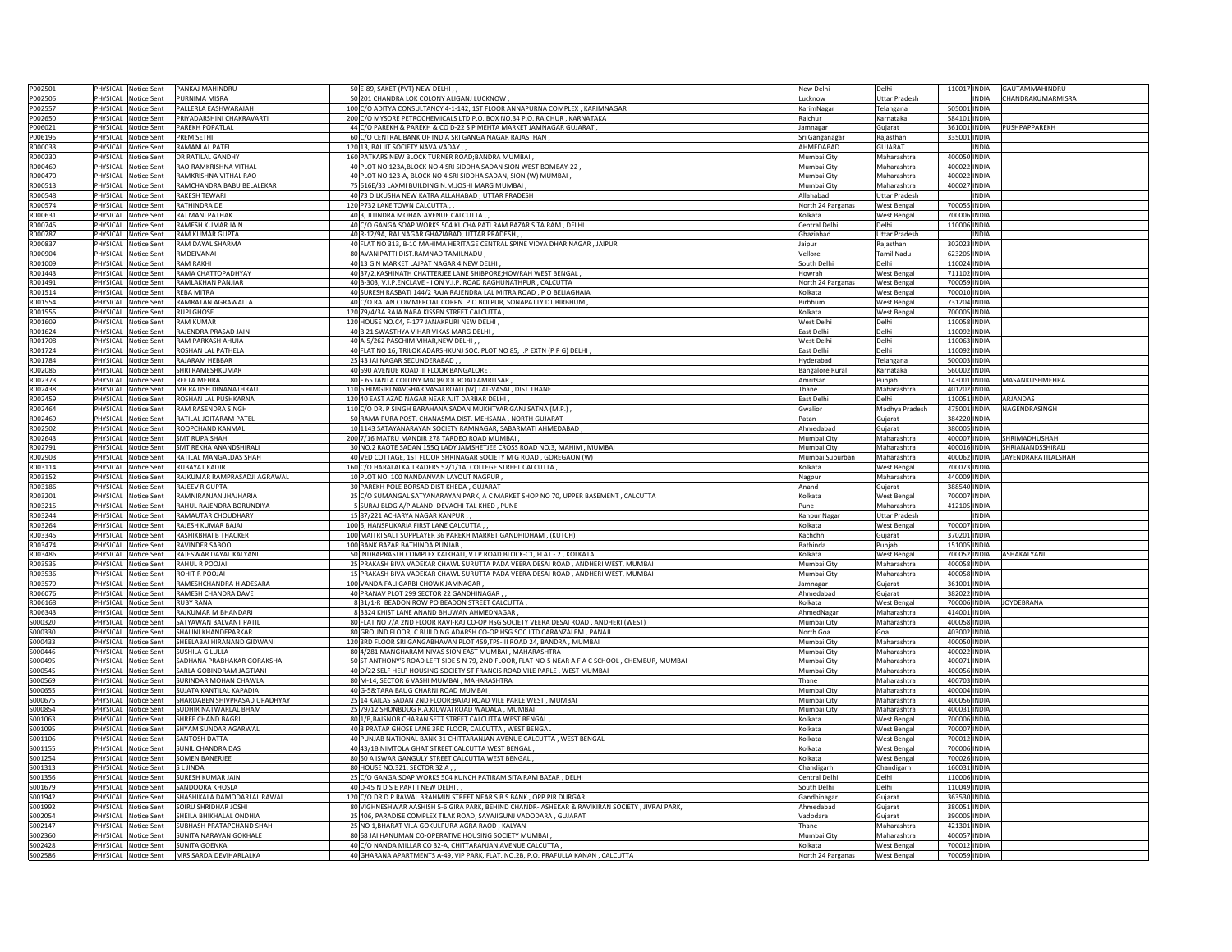| | | | | | | | | | | |
|---|---|---|---|---|---|---|---|---|---|---|
| P002501 | PHYSICAL | Notice Sent | PANKAJ MAHINDRU | 50 | E-89, SAKET (PVT) NEW DELHI , , | New Delhi | Delhi | 110017 | INDIA | GAUTAMMAHINDRU |
| P002506 | PHYSICAL | Notice Sent | PURNIMA MISRA | 50 | 201 CHANDRA LOK COLONY ALIGANJ LUCKNOW , | Lucknow | Uttar Pradesh | | INDIA | CHANDRAKUMARMISRA |
| P002557 | PHYSICAL | Notice Sent | PALLERLA EASHWARAIAH | 100 | C/O ADITYA CONSULTANCY 4-1-142, 1ST FLOOR ANNAPURNA COMPLEX , KARIMNAGAR | KarimNagar | Telangana | 505001 | INDIA | |
| P002650 | PHYSICAL | Notice Sent | PRIYADARSHINI CHAKRAVARTI | 200 | C/O MYSORE PETROCHEMICALS LTD P.O. BOX NO.34 P.O. RAICHUR , KARNATAKA | Raichur | Karnataka | 584101 | INDIA | |
| P006021 | PHYSICAL | Notice Sent | PAREKH POPATLAL | 44 | C/O PAREKH & PAREKH & CO D-22 S P MEHTA MARKET JAMNAGAR GUJARAT , | Jamnagar | Gujarat | 361001 | INDIA | PUSHPAPPAREKH |
| P006196 | PHYSICAL | Notice Sent | PREM SETHI | 60 | C/O CENTRAL BANK OF INDIA SRI GANGA NAGAR RAJASTHAN , | Sri Ganganagar | Rajasthan | 335001 | INDIA | |
| R000033 | PHYSICAL | Notice Sent | RAMANLAL PATEL | 120 | 13, BALJIT SOCIETY NAVA VADAY , , | AHMEDABAD | GUJARAT | | INDIA | |
| R000230 | PHYSICAL | Notice Sent | DR RATILAL GANDHY | 160 | PATKARS NEW BLOCK TURNER ROAD;BANDRA MUMBAI , | Mumbai City | Maharashtra | 400050 | INDIA | |
| R000469 | PHYSICAL | Notice Sent | RAO RAMKRISHNA VITHAL | 40 | PLOT NO 123A,BLOCK NO 4 SRI SIDDHA SADAN SION WEST BOMBAY-22 , | Mumbai City | Maharashtra | 400022 | INDIA | |
| R000470 | PHYSICAL | Notice Sent | RAMKRISHNA VITHAL RAO | 40 | PLOT NO 123-A, BLOCK NO 4 SRI SIDDHA SADAN, SION (W) MUMBAI , | Mumbai City | Maharashtra | 400022 | INDIA | |
| R000513 | PHYSICAL | Notice Sent | RAMCHANDRA BABU BELALEKAR | 75 | 616E/33 LAXMI BUILDING N.M.JOSHI MARG MUMBAI , | Mumbai City | Maharashtra | 400027 | INDIA | |
| R000548 | PHYSICAL | Notice Sent | RAKESH TEWARI | 40 | 73 DILKUSHA NEW KATRA ALLAHABAD , UTTAR PRADESH | Allahabad | Uttar Pradesh | | INDIA | |
| R000574 | PHYSICAL | Notice Sent | RATHINDRA DE | 120 | P732 LAKE TOWN CALCUTTA , , | North 24 Parganas | West Bengal | 700055 | INDIA | |
| R000631 | PHYSICAL | Notice Sent | RAJ MANI PATHAK | 40 | 3, JITINDRA MOHAN AVENUE CALCUTTA , , | Kolkata | West Bengal | 700006 | INDIA | |
| R000745 | PHYSICAL | Notice Sent | RAMESH KUMAR JAIN | 40 | C/O GANGA SOAP WORKS 504 KUCHA PATI RAM BAZAR SITA RAM , DELHI | Central Delhi | Delhi | 110006 | INDIA | |
| R000787 | PHYSICAL | Notice Sent | RAM KUMAR GUPTA | 40 | R-12/9A, RAJ NAGAR GHAZIABAD, UTTAR PRADESH , , | Ghaziabad | Uttar Pradesh | | INDIA | |
| R000837 | PHYSICAL | Notice Sent | RAM DAYAL SHARMA | 40 | FLAT NO 313, B-10 MAHIMA HERITAGE CENTRAL SPINE VIDYA DHAR NAGAR , JAIPUR | Jaipur | Rajasthan | 302023 | INDIA | |
| R000904 | PHYSICAL | Notice Sent | RMDEIVANAI | 80 | AVANIPATTI DIST.RAMNAD TAMILNADU , | Vellore | Tamil Nadu | 623205 | INDIA | |
| R001009 | PHYSICAL | Notice Sent | RAM RAKHI | 40 | 13 G N MARKET LAJPAT NAGAR 4 NEW DELHI , | South Delhi | Delhi | 110024 | INDIA | |
| R001443 | PHYSICAL | Notice Sent | RAMA CHATTOPADHYAY | 40 | 37/2,KASHINATH CHATTERJEE LANE SHIBPORE;HOWRAH WEST BENGAL , | Howrah | West Bengal | 711102 | INDIA | |
| R001491 | PHYSICAL | Notice Sent | RAMLAKHAN PANJIAR | 40 | B-303, V.I.P.ENCLAVE - I ON V.I.P. ROAD RAGHUNATHPUR , CALCUTTA | North 24 Parganas | West Bengal | 700059 | INDIA | |
| R001514 | PHYSICAL | Notice Sent | REBA MITRA | 40 | SURESH RASBATI 144/2 RAJA RAJENDRA LAL MITRA ROAD , P O BELIAGHAIA | Kolkata | West Bengal | 700010 | INDIA | |
| R001554 | PHYSICAL | Notice Sent | RAMRATAN AGRAWALLA | 40 | C/O RATAN COMMERCIAL CORPN. P O BOLPUR, SONAPATTY DT BIRBHUM , | Birbhum | West Bengal | 731204 | INDIA | |
| R001555 | PHYSICAL | Notice Sent | RUPI GHOSE | 120 | 79/4/3A RAJA NABA KISSEN STREET CALCUTTA , | Kolkata | West Bengal | 700005 | INDIA | |
| R001609 | PHYSICAL | Notice Sent | RAM KUMAR | 120 | HOUSE NO.C4, F-177 JANAKPURI NEW DELHI , | West Delhi | Delhi | 110058 | INDIA | |
| R001624 | PHYSICAL | Notice Sent | RAJENDRA PRASAD JAIN | 40 | B 21 SWASTHYA VIHAR VIKAS MARG DELHI , | East Delhi | Delhi | 110092 | INDIA | |
| R001708 | PHYSICAL | Notice Sent | RAM PARKASH AHUJA | 40 | A-5/262 PASCHIM VIHAR,NEW DELHI , , | West Delhi | Delhi | 110063 | INDIA | |
| R001724 | PHYSICAL | Notice Sent | ROSHAN LAL PATHELA | 40 | FLAT NO 16, TRILOK ADARSHKUNJ SOC. PLOT NO 85, I.P EXTN (P P G) DELHI , | East Delhi | Delhi | 110092 | INDIA | |
| R001784 | PHYSICAL | Notice Sent | RAJARAM HEBBAR | 25 | 43 JAI NAGAR SECUNDERABAD , , | Hyderabad | Telangana | 500003 | INDIA | |
| R002086 | PHYSICAL | Notice Sent | SHRI RAMESHKUMAR | 40 | 590 AVENUE ROAD III FLOOR BANGALORE , | Bangalore Rural | Karnataka | 560002 | INDIA | |
| R002373 | PHYSICAL | Notice Sent | REETA MEHRA | 80 | F 65 JANTA COLONY MAQBOOL ROAD AMRITSAR , | Amritsar | Punjab | 143001 | INDIA | MASANKUSHMEHRA |
| R002438 | PHYSICAL | Notice Sent | MR RATISH DINANATHRAUT | 110 | 6 HIMGIRI NAVGHAR VASAI ROAD (W) TAL-VASAI , DIST.THANE | Thane | Maharashtra | 401202 | INDIA | |
| R002459 | PHYSICAL | Notice Sent | ROSHAN LAL PUSHKARNA | 120 | 40 EAST AZAD NAGAR NEAR AJIT DARBAR DELHI , | East Delhi | Delhi | 110051 | INDIA | ARJANDAS |
| R002464 | PHYSICAL | Notice Sent | RAM RASENDRA SINGH | 110 | C/O DR. P SINGH BARAHANA SADAN MUKHTYAR GANJ SATNA (M.P.) , | Gwalior | Madhya Pradesh | 475001 | INDIA | NAGENDRASINGH |
| R002469 | PHYSICAL | Notice Sent | RATILAL JOITARAM PATEL | 50 | RAMA PURA POST. CHANASMA DIST. MEHSANA , NORTH GUJARAT | Patan | Gujarat | 384220 | INDIA | |
| R002502 | PHYSICAL | Notice Sent | ROOPCHAND KANMAL | 10 | 1143 SATAYANARAYAN SOCIETY RAMNAGAR, SABARMATI AHMEDABAD , | Ahmedabad | Gujarat | 380005 | INDIA | |
| R002643 | PHYSICAL | Notice Sent | SMT RUPA SHAH | 200 | 7/16 MATRU MANDIR 278 TARDEO ROAD MUMBAI , | Mumbai City | Maharashtra | 400007 | INDIA | SHRIMADHUSHAH |
| R002791 | PHYSICAL | Notice Sent | SMT REKHA ANANDSHIRALI | 30 | NO.2 RAOTE SADAN 155Q LADY JAMSHETJEE CROSS ROAD NO.3, MAHIM , MUMBAI | Mumbai City | Maharashtra | 400016 | INDIA | SHRIANANDSSHIRALI |
| R002903 | PHYSICAL | Notice Sent | RATILAL MANGALDAS SHAH | 40 | VED COTTAGE, 1ST FLOOR SHRINAGAR SOCIETY M G ROAD , GOREGAON (W) | Mumbai Suburban | Maharashtra | 400062 | INDIA | JAYENDRARATILALSHAH |
| R003114 | PHYSICAL | Notice Sent | RUBAYAT KADIR | 160 | C/O HARALALKA TRADERS 52/1/1A, COLLEGE STREET CALCUTTA , | Kolkata | West Bengal | 700073 | INDIA | |
| R003152 | PHYSICAL | Notice Sent | RAJKUMAR RAMPRASADJI AGRAWAL | 10 | PLOT NO. 100 NANDANVAN LAYOUT NAGPUR , | Nagpur | Maharashtra | 440009 | INDIA | |
| R003186 | PHYSICAL | Notice Sent | RAJEEV R GUPTA | 30 | PAREKH POLE BORSAD DIST KHEDA , GUJARAT | Anand | Gujarat | 388540 | INDIA | |
| R003201 | PHYSICAL | Notice Sent | RAMNIRANJAN JHAJHARIA | 25 | C/O SUMANGAL SATYANARAYAN PARK, A C MARKET SHOP NO 70, UPPER BASEMENT , CALCUTTA | Kolkata | West Bengal | 700007 | INDIA | |
| R003215 | PHYSICAL | Notice Sent | RAHUL RAJENDRA BORUNDIYA | 5 | SURAJ BLDG A/P ALANDI DEVACHI TAL KHED , PUNE | Pune | Maharashtra | 412105 | INDIA | |
| R003244 | PHYSICAL | Notice Sent | RAMAUTAR CHOUDHARY | 15 | 87/221 ACHARYA NAGAR KANPUR , , | Kanpur Nagar | Uttar Pradesh | | INDIA | |
| R003264 | PHYSICAL | Notice Sent | RAJESH KUMAR BAJAJ | 100 | 6, HANSPUKARIA FIRST LANE CALCUTTA , , | Kolkata | West Bengal | 700007 | INDIA | |
| R003345 | PHYSICAL | Notice Sent | RASHIKBHAI B THACKER | 100 | MAITRI SALT SUPPLAYER 36 PAREKH MARKET GANDHIDHAM , (KUTCH) | Kachchh | Gujarat | 370201 | INDIA | |
| R003474 | PHYSICAL | Notice Sent | RAVINDER SABOO | 100 | BANK BAZAR BATHINDA PUNJAB , | Bathinda | Punjab | 151005 | INDIA | |
| R003486 | PHYSICAL | Notice Sent | RAJESWAR DAYAL KALYANI | 50 | INDRAPRASTH COMPLEX KAIKHALI, V I P ROAD BLOCK-C1, FLAT - 2 , KOLKATA | Kolkata | West Bengal | 700052 | INDIA | ASHAKALYANI |
| R003535 | PHYSICAL | Notice Sent | RAHUL R POOJAI | 25 | PRAKASH BIVA VADEKAR CHAWL SURUTTA PADA VEERA DESAI ROAD , ANDHERI WEST, MUMBAI | Mumbai City | Maharashtra | 400058 | INDIA | |
| R003536 | PHYSICAL | Notice Sent | ROHIT R POOJAI | 15 | PRAKASH BIVA VADEKAR CHAWL SURUTTA PADA VEERA DESAI ROAD , ANDHERI WEST, MUMBAI | Mumbai City | Maharashtra | 400058 | INDIA | |
| R003579 | PHYSICAL | Notice Sent | RAMESHCHANDRA H ADESARA | 100 | VANDA FALI GARBI CHOWK JAMNAGAR , | Jamnagar | Gujarat | 361001 | INDIA | |
| R006076 | PHYSICAL | Notice Sent | RAMESH CHANDRA DAVE | 40 | PRANAV PLOT 299 SECTOR 22 GANDHINAGAR , , | Ahmedabad | Gujarat | 382022 | INDIA | |
| R006168 | PHYSICAL | Notice Sent | RUBY RANA | 8 | 31/1-R BEADON ROW PO BEADON STREET CALCUTTA , | Kolkata | West Bengal | 700006 | INDIA | JOYDEBRANA |
| R006343 | PHYSICAL | Notice Sent | RAJKUMAR M BHANDARI | 8 | 3324 KHIST LANE ANAND BHUWAN AHMEDNAGAR , | AhmedNagar | Maharashtra | 414001 | INDIA | |
| S000320 | PHYSICAL | Notice Sent | SATYAWAN BALVANT PATIL | 80 | FLAT NO 7/A 2ND FLOOR RAVI-RAJ CO-OP HSG SOCIETY VEERA DESAI ROAD , ANDHERI (WEST) | Mumbai City | Maharashtra | 400058 | INDIA | |
| S000330 | PHYSICAL | Notice Sent | SHALINI KHANDEPARKAR | 80 | GROUND FLOOR, C BUILDING ADARSH CO-OP HSG SOC LTD CARANZALEM , PANAJI | North Goa | Goa | 403002 | INDIA | |
| S000433 | PHYSICAL | Notice Sent | SHEELABAI HIRANAND GIDWANI | 120 | 3RD FLOOR SRI GANGABHAVAN PLOT 459,TPS-III ROAD 24, BANDRA , MUMBAI | Mumbai City | Maharashtra | 400050 | INDIA | |
| S000446 | PHYSICAL | Notice Sent | SUSHILA G LULLA | 80 | 4/281 MANGHARAM NIVAS SION EAST MUMBAI , MAHARASHTRA | Mumbai City | Maharashtra | 400022 | INDIA | |
| S000495 | PHYSICAL | Notice Sent | SADHANA PRABHAKAR GORAKSHA | 50 | ST ANTHONY'S ROAD LEFT SIDE S N 79, 2ND FLOOR, FLAT NO-5 NEAR A F A C SCHOOL , CHEMBUR, MUMBAI | Mumbai City | Maharashtra | 400071 | INDIA | |
| S000545 | PHYSICAL | Notice Sent | SARLA GOBINDRAM JAGTIANI | 40 | D/22 SELF HELP HOUSING SOCIETY ST FRANCIS ROAD VILE PARLE , WEST MUMBAI | Mumbai City | Maharashtra | 400056 | INDIA | |
| S000569 | PHYSICAL | Notice Sent | SURINDAR MOHAN CHAWLA | 80 | M-14, SECTOR 6 VASHI MUMBAI , MAHARASHTRA | Thane | Maharashtra | 400703 | INDIA | |
| S000655 | PHYSICAL | Notice Sent | SUJATA KANTILAL KAPADIA | 40 | G-58;TARA BAUG CHARNI ROAD MUMBAI , | Mumbai City | Maharashtra | 400004 | INDIA | |
| S000675 | PHYSICAL | Notice Sent | SHARDABEN SHIVPRASAD UPADHYAY | 25 | 14 KAILAS SADAN 2ND FLOOR;BAJAJ ROAD VILE PARLE WEST , MUMBAI | Mumbai City | Maharashtra | 400056 | INDIA | |
| S000854 | PHYSICAL | Notice Sent | SUDHIR NATWARLAL BHAM | 25 | 79/12 SHONBDUG R.A.KIDWAI ROAD WADALA , MUMBAI | Mumbai City | Maharashtra | 400031 | INDIA | |
| S001063 | PHYSICAL | Notice Sent | SHREE CHAND BAGRI | 80 | 1/B,BAISNOB CHARAN SETT STREET CALCUTTA WEST BENGAL , | Kolkata | West Bengal | 700006 | INDIA | |
| S001095 | PHYSICAL | Notice Sent | SHYAM SUNDAR AGARWAL | 40 | 3 PRATAP GHOSE LANE 3RD FLOOR, CALCUTTA , WEST BENGAL | Kolkata | West Bengal | 700007 | INDIA | |
| S001106 | PHYSICAL | Notice Sent | SANTOSH DATTA | 40 | PUNJAB NATIONAL BANK 31 CHITTARANJAN AVENUE CALCUTTA , WEST BENGAL | Kolkata | West Bengal | 700012 | INDIA | |
| S001155 | PHYSICAL | Notice Sent | SUNIL CHANDRA DAS | 40 | 43/1B NIMTOLA GHAT STREET CALCUTTA WEST BENGAL , | Kolkata | West Bengal | 700006 | INDIA | |
| S001254 | PHYSICAL | Notice Sent | SOMEN BANERJEE | 80 | 50 A ISWAR GANGULY STREET CALCUTTA WEST BENGAL , | Kolkata | West Bengal | 700026 | INDIA | |
| S001313 | PHYSICAL | Notice Sent | S L JINDA | 80 | HOUSE NO.321, SECTOR 32 A , , | Chandigarh | Chandigarh | 160031 | INDIA | |
| S001356 | PHYSICAL | Notice Sent | SURESH KUMAR JAIN | 25 | C/O GANGA SOAP WORKS 504 KUNCH PATIRAM SITA RAM BAZAR , DELHI | Central Delhi | Delhi | 110006 | INDIA | |
| S001679 | PHYSICAL | Notice Sent | SANDOORA KHOSLA | 40 | D-45 N D S E PART I NEW DELHI , , | South Delhi | Delhi | 110049 | INDIA | |
| S001942 | PHYSICAL | Notice Sent | SHASHIKALA DAMODARLAL RAWAL | 120 | C/O DR D P RAWAL BRAHMIN STREET NEAR S B S BANK , OPP PIR DURGAR | Gandhinagar | Gujarat | 363530 | INDIA | |
| S001992 | PHYSICAL | Notice Sent | SOIRU SHRIDHAR JOSHI | 80 | VIGHNESHWAR AASHISH 5-6 GIRA PARK, BEHIND CHANDR- ASHEKAR & RAVIKIRAN SOCIETY , JIVRAJ PARK, | Ahmedabad | Gujarat | 380051 | INDIA | |
| S002054 | PHYSICAL | Notice Sent | SHEILA BHIKHALAL ONDHIA | 25 | 406, PARADISE COMPLEX TILAK ROAD, SAYAJIGUNJ VADODARA , GUJARAT | Vadodara | Gujarat | 390005 | INDIA | |
| S002147 | PHYSICAL | Notice Sent | SUBHASH PRATAPCHAND SHAH | 25 | NO 1,BHARAT VILA GOKULPURA AGRA RAOD , KALYAN | Thane | Maharashtra | 421301 | INDIA | |
| S002360 | PHYSICAL | Notice Sent | SUNITA NARAYAN GOKHALE | 80 | 68 JAI HANUMAN CO-OPERATIVE HOUSING SOCIETY MUMBAI , | Mumbai City | Maharashtra | 400057 | INDIA | |
| S002428 | PHYSICAL | Notice Sent | SUNITA GOENKA | 40 | C/O NANDA MILLAR CO 32-A, CHITTARANJAN AVENUE CALCUTTA , | Kolkata | West Bengal | 700012 | INDIA | |
| S002586 | PHYSICAL | Notice Sent | MRS SARDA DEVIHARLALKA | 40 | GHARANA APARTMENTS A-49, VIP PARK, FLAT. NO.2B, P.O. PRAFULLA KANAN , CALCUTTA | North 24 Parganas | West Bengal | 700059 | INDIA | |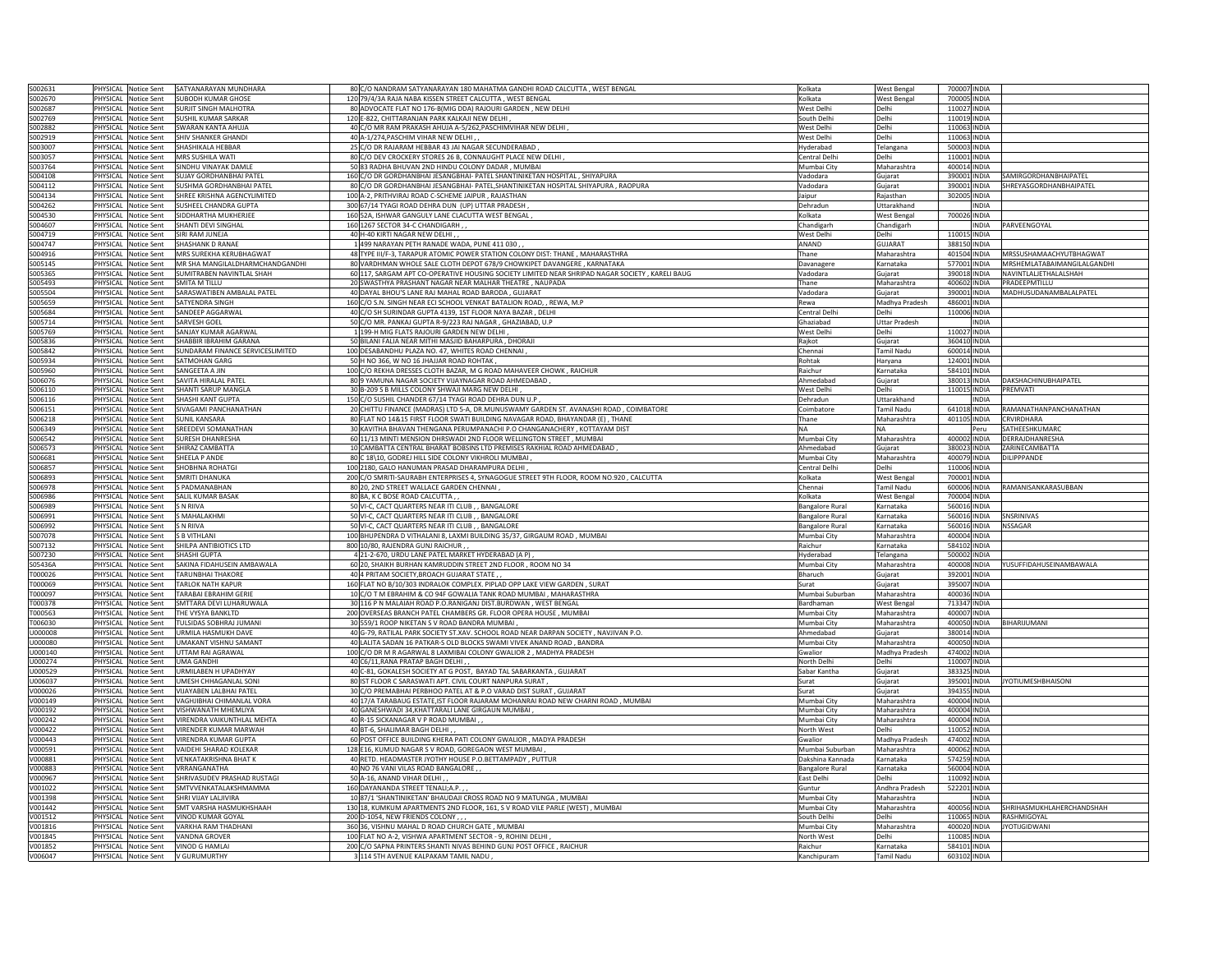| | | | | | | | | | | |
|---|---|---|---|---|---|---|---|---|---|---|
| S002631 | PHYSICAL | Notice Sent | SATYANARAYAN MUNDHARA | 80 | C/O NANDRAM SATYANARAYAN 180 MAHATMA GANDHI ROAD CALCUTTA , WEST BENGAL | Kolkata | West Bengal | 700007 | INDIA | |
| S002670 | PHYSICAL | Notice Sent | SUBODH KUMAR GHOSE | 120 | 79/4/3A RAJA NABA KISSEN STREET CALCUTTA , WEST BENGAL | Kolkata | West Bengal | 700005 | INDIA | |
| S002687 | PHYSICAL | Notice Sent | SURJIT SINGH MALHOTRA | 80 | ADVOCATE FLAT NO 176-B(MIG DDA) RAJOURI GARDEN , NEW DELHI | West Delhi | Delhi | 110027 | INDIA | |
| S002769 | PHYSICAL | Notice Sent | SUSHIL KUMAR SARKAR | 120 | E-822, CHITTARANJAN PARK KALKAJI NEW DELHI , | South Delhi | Delhi | 110019 | INDIA | |
| S002882 | PHYSICAL | Notice Sent | SWARAN KANTA AHUJA | 40 | C/O MR RAM PRAKASH AHUJA A-5/262,PASCHIMVIHAR NEW DELHI , | West Delhi | Delhi | 110063 | INDIA | |
| S002919 | PHYSICAL | Notice Sent | SHIV SHANKER GHANDI | 40 | A-1/274,PASCHIM VIHAR NEW DELHI , , | West Delhi | Delhi | 110063 | INDIA | |
| S003007 | PHYSICAL | Notice Sent | SHASHIKALA HEBBAR | 25 | C/O DR RAJARAM HEBBAR 43 JAI NAGAR SECUNDERABAD , | Hyderabad | Telangana | 500003 | INDIA | |
| S003057 | PHYSICAL | Notice Sent | MRS SUSHILA WATI | 80 | C/O DEV CROCKERY STORES 26 B, CONNAUGHT PLACE NEW DELHI , | Central Delhi | Delhi | 110001 | INDIA | |
| S003764 | PHYSICAL | Notice Sent | SINDHU VINAYAK DAMLE | 50 | 83 RADHA BHUVAN 2ND HINDU COLONY DADAR , MUMBAI | Mumbai City | Maharashtra | 400014 | INDIA | |
| S004108 | PHYSICAL | Notice Sent | SUJAY GORDHANBHAI PATEL | 160 | C/O DR GORDHANBHAI JESANGBHAI- PATEL SHANTINIKETAN HOSPITAL , SHIYAPURA | Vadodara | Gujarat | 390001 | INDIA | SAMIRGORDHANBHAIPATEL |
| S004112 | PHYSICAL | Notice Sent | SUSHMA GORDHANBHAI PATEL | 80 | C/O DR GORDHANBHAI JESANGBHAI- PATEL,SHANTINIKETAN HOSPITAL SHIYAPURA , RAOPURA | Vadodara | Gujarat | 390001 | INDIA | SHREYASGORDHANBHAIPATEL |
| S004134 | PHYSICAL | Notice Sent | SHREE KRISHNA AGENCYLIMITED | 100 | A-2, PRITHVIRAJ ROAD C-SCHEME JAIPUR , RAJASTHAN | Jaipur | Rajasthan | 302005 | INDIA | |
| S004262 | PHYSICAL | Notice Sent | SUSHEEL CHANDRA GUPTA | 300 | 67/14 TYAGI ROAD DEHRA DUN (UP) UTTAR PRADESH , | Dehradun | Uttarakhand | | INDIA | |
| S004530 | PHYSICAL | Notice Sent | SIDDHARTHA MUKHERJEE | 160 | 52A, ISHWAR GANGULY LANE CLACUTTA WEST BENGAL , | Kolkata | West Bengal | 700026 | INDIA | |
| S004607 | PHYSICAL | Notice Sent | SHANTI DEVI SINGHAL | 160 | 1267 SECTOR 34-C CHANDIGARH , , | Chandigarh | Chandigarh | | INDIA | PARVEENGOYAL |
| S004719 | PHYSICAL | Notice Sent | SIRI RAM JUNEJA | 40 | H-40 KIRTI NAGAR NEW DELHI , , | West Delhi | Delhi | 110015 | INDIA | |
| S004747 | PHYSICAL | Notice Sent | SHASHANK D RANAE | 1 | 499 NARAYAN PETH RANADE WADA, PUNE 411 030 , , | ANAND | GUJARAT | 388150 | INDIA | |
| S004916 | PHYSICAL | Notice Sent | MRS SUREKHA KERUBHAGWAT | 48 | TYPE III/F-3, TARAPUR ATOMIC POWER STATION COLONY DIST: THANE , MAHARASHTRA | Thane | Maharashtra | 401504 | INDIA | MRSSUSHAMAACHYUTBHAGWAT |
| S005145 | PHYSICAL | Notice Sent | MR SHA MANGILALDHARMCHANDGANDHI | 80 | VARDHMAN WHOLE SALE CLOTH DEPOT 678/9 CHOWKIPET DAVANGERE , KARNATAKA | Davanagere | Karnataka | 577001 | INDIA | MRSHEMLATABAIMANGILALGANDHI |
| S005365 | PHYSICAL | Notice Sent | SUMITRABEN NAVINTLAL SHAH | 60 | 117, SARGAM APT CO-OPERATIVE HOUSING SOCIETY LIMITED NEAR SHRIPAD NAGAR SOCIETY , KARELI BAUG | Vadodara | Gujarat | 390018 | INDIA | NAVINTLALJETHALALSHAH |
| S005493 | PHYSICAL | Notice Sent | SMITA M TILLU | 20 | SWASTHYA PRASHANT NAGAR NEAR MALHAR THEATRE , NAUPADA | Thane | Maharashtra | 400602 | INDIA | PRADEEPMTILLU |
| S005504 | PHYSICAL | Notice Sent | SARASWATIBEN AMBALAL PATEL | 40 | DAYAL BHOU'S LANE RAJ MAHAL ROAD BARODA , GUJARAT | Vadodara | Gujarat | 390001 | INDIA | MADHUSUDANAMBALALPATEL |
| S005659 | PHYSICAL | Notice Sent | SATYENDRA SINGH | 160 | C/O S.N. SINGH NEAR ECI SCHOOL VENKAT BATALION ROAD, , REWA, M.P | Rewa | Madhya Pradesh | 486001 | INDIA | |
| S005684 | PHYSICAL | Notice Sent | SANDEEP AGGARWAL | 40 | C/O SH SURINDAR GUPTA 4139, 1ST FLOOR NAYA BAZAR , DELHI | Central Delhi | Delhi | 110006 | INDIA | |
| S005714 | PHYSICAL | Notice Sent | SARVESH GOEL | 50 | C/O MR. PANKAJ GUPTA R-9/223 RAJ NAGAR , GHAZIABAD, U.P | Ghaziabad | Uttar Pradesh | | INDIA | |
| S005769 | PHYSICAL | Notice Sent | SANJAY KUMAR AGARWAL | 1 | 199-H MIG FLATS RAJOURI GARDEN NEW DELHI , | West Delhi | Delhi | 110027 | INDIA | |
| S005836 | PHYSICAL | Notice Sent | SHABBIR IBRAHIM GARANA | 50 | BILANI FALIA NEAR MITHI MASJID BAHARPURA , DHORAJI | Rajkot | Gujarat | 360410 | INDIA | |
| S005842 | PHYSICAL | Notice Sent | SUNDARAM FINANCE SERVICESLIMITED | 100 | DESABANDHU PLAZA NO. 47, WHITES ROAD CHENNAI , | Chennai | Tamil Nadu | 600014 | INDIA | |
| S005934 | PHYSICAL | Notice Sent | SATMOHAN GARG | 50 | H NO 366, W NO 16 JHAJJAR ROAD ROHTAK , | Rohtak | Haryana | 124001 | INDIA | |
| S005960 | PHYSICAL | Notice Sent | SANGEETA A JIN | 100 | C/O REKHA DRESSES CLOTH BAZAR, M G ROAD MAHAVEER CHOWK , RAICHUR | Raichur | Karnataka | 584101 | INDIA | |
| S006076 | PHYSICAL | Notice Sent | SAVITA HIRALAL PATEL | 80 | 9 YAMUNA NAGAR SOCIETY VIJAYNAGAR ROAD AHMEDABAD , | Ahmedabad | Gujarat | 380013 | INDIA | DAKSHACHINUBHAIPATEL |
| S006110 | PHYSICAL | Notice Sent | SHANTI SARUP MANGLA | 30 | B-209 S B MILLS COLONY SHWAJI MARG NEW DELHI , | West Delhi | Delhi | 110015 | INDIA | PREMVATI |
| S006116 | PHYSICAL | Notice Sent | SHASHI KANT GUPTA | 150 | C/O SUSHIL CHANDER 67/14 TYAGI ROAD DEHRA DUN U.P , | Dehradun | Uttarakhand | | INDIA | |
| S006151 | PHYSICAL | Notice Sent | SIVAGAMI PANCHANATHAN | 20 | CHITTU FINANCE (MADRAS) LTD 5-A, DR.MUNUSWAMY GARDEN ST. AVANASHI ROAD , COIMBATORE | Coimbatore | Tamil Nadu | 641018 | INDIA | RAMANATHANPANCHANATHAN |
| S006218 | PHYSICAL | Notice Sent | SUNIL KANSARA | 80 | FLAT NO 14&15 FIRST FLOOR SWATI BUILDING NAVAGAR ROAD, BHAYANDAR (E) , THANE | Thane | Maharashtra | 401105 | INDIA | CRVIRDHARA |
| S006349 | PHYSICAL | Notice Sent | SREEDEVI SOMANATHAN | 30 | KAVITHA BHAVAN THENGANA PERUMPANACHI P.O CHANGANACHERY , KOTTAYAM DIST | NA | NA | | Peru | SATHEESHKUMARC |
| S006542 | PHYSICAL | Notice Sent | SURESH DHANRESHA | 60 | 11/13 MINTI MENSION DHRSWADI 2ND FLOOR WELLINGTON STREET , MUMBAI | Mumbai City | Maharashtra | 400002 | INDIA | DERRAJDHANRESHA |
| S006573 | PHYSICAL | Notice Sent | SHIRAZ CAMBATTA | 10 | CAMBATTA CENTRAL BHARAT BOBSINS LTD PREMISES RAKHIAL ROAD AHMEDABAD , | Ahmedabad | Gujarat | 380023 | INDIA | ZARINECAMBATTA |
| S006681 | PHYSICAL | Notice Sent | SHEELA P ANDE | 80 | C 18\10, GODREJ HILL SIDE COLONY VIKHROLI MUMBAI , | Mumbai City | Maharashtra | 400079 | INDIA | DILIPPPANDE |
| S006857 | PHYSICAL | Notice Sent | SHOBHNA ROHATGI | 100 | 2180, GALO HANUMAN PRASAD DHARAMPURA DELHI , | Central Delhi | Delhi | 110006 | INDIA | |
| S006893 | PHYSICAL | Notice Sent | SMRITI DHANUKA | 200 | C/O SMRITI-SAURABH ENTERPRISES 4, SYNAGOGUE STREET 9TH FLOOR, ROOM NO.920 , CALCUTTA | Kolkata | West Bengal | 700001 | INDIA | |
| S006978 | PHYSICAL | Notice Sent | S PADMANABHAN | 80 | 20, 2ND STREET WALLACE GARDEN CHENNAI , | Chennai | Tamil Nadu | 600006 | INDIA | RAMANISANKARASUBBAN |
| S006986 | PHYSICAL | Notice Sent | SALIL KUMAR BASAK | 80 | 8A, K C BOSE ROAD CALCUTTA , , | Kolkata | West Bengal | 700004 | INDIA | |
| S006989 | PHYSICAL | Notice Sent | S N RIIVA | 50 | VI-C, CACT QUARTERS NEAR ITI CLUB , , BANGALORE | Bangalore Rural | Karnataka | 560016 | INDIA | |
| S006991 | PHYSICAL | Notice Sent | S MAHALAKHMI | 50 | VI-C, CACT QUARTERS NEAR ITI CLUB , , BANGALORE | Bangalore Rural | Karnataka | 560016 | INDIA | SNSRINIVAS |
| S006992 | PHYSICAL | Notice Sent | S N RIIVA | 50 | VI-C, CACT QUARTERS NEAR ITI CLUB , , BANGALORE | Bangalore Rural | Karnataka | 560016 | INDIA | NSSAGAR |
| S007078 | PHYSICAL | Notice Sent | S B VITHLANI | 100 | BHUPENDRA D VITHALANI 8, LAXMI BUILDING 35/37, GIRGAUM ROAD , MUMBAI | Mumbai City | Maharashtra | 400004 | INDIA | |
| S007132 | PHYSICAL | Notice Sent | SHILPA ANTIBIOTICS LTD | 800 | 10/80, RAJENDRA GUNJ RAICHUR , , | Raichur | Karnataka | 584102 | INDIA | |
| S007230 | PHYSICAL | Notice Sent | SHASHI GUPTA | 4 | 21-2-670, URDU LANE PATEL MARKET HYDERABAD (A P) , | Hyderabad | Telangana | 500002 | INDIA | |
| S05436A | PHYSICAL | Notice Sent | SAKINA FIDAHUSEIN AMBAWALA | 60 | 20, SHAIKH BURHAN KAMRUDDIN STREET 2ND FLOOR , ROOM NO 34 | Mumbai City | Maharashtra | 400008 | INDIA | YUSUFFIDAHUSEINAMBAWALA |
| T000026 | PHYSICAL | Notice Sent | TARUNBHAI THAKORE | 40 | 4 PRITAM SOCIETY,BROACH GUJARAT STATE , , | Bharuch | Gujarat | 392001 | INDIA | |
| T000069 | PHYSICAL | Notice Sent | TARLOK NATH KAPUR | 160 | FLAT NO B/10/303 INDRALOK COMPLEX. PIPLAD OPP LAKE VIEW GARDEN , SURAT | Surat | Gujarat | 395007 | INDIA | |
| T000097 | PHYSICAL | Notice Sent | TARABAI EBRAHIM GERIE | 10 | C/O T M EBRAHIM & CO 94F GOWALIA TANK ROAD MUMBAI , MAHARASTHRA | Mumbai Suburban | Maharashtra | 400036 | INDIA | |
| T000378 | PHYSICAL | Notice Sent | SMTTARA DEVI LUHARUWALA | 30 | 116 P N MALAIAH ROAD P.O.RANIGANJ DIST.BURDWAN , WEST BENGAL | Bardhaman | West Bengal | 713347 | INDIA | |
| T000563 | PHYSICAL | Notice Sent | THE VYSYA BANKLTD | 200 | OVERSEAS BRANCH PATEL CHAMBERS GR. FLOOR OPERA HOUSE , MUMBAI | Mumbai City | Maharashtra | 400007 | INDIA | |
| T006030 | PHYSICAL | Notice Sent | TULSIDAS SOBHRAJ JUMANI | 30 | S59/1 ROOP NIKETAN S V ROAD BANDRA MUMBAI , | Mumbai City | Maharashtra | 400050 | INDIA | BIHARIJUMANI |
| U000008 | PHYSICAL | Notice Sent | URMILA HASMUKH DAVE | 40 | G-79, RATILAL PARK SOCIETY ST.XAV. SCHOOL ROAD NEAR DARPAN SOCIETY , NAVJIVAN P.O. | Ahmedabad | Gujarat | 380014 | INDIA | |
| U000080 | PHYSICAL | Notice Sent | UMAKANT VISHNU SAMANT | 40 | LALITA SADAN 16 PATKAR-S OLD BLOCKS SWAMI VIVEK ANAND ROAD , BANDRA | Mumbai City | Maharashtra | 400050 | INDIA | |
| U000140 | PHYSICAL | Notice Sent | UTTAM RAI AGRAWAL | 100 | C/O DR M R AGARWAL 8 LAXMIBAI COLONY GWALIOR 2 , MADHYA PRADESH | Gwalior | Madhya Pradesh | 474002 | INDIA | |
| U000274 | PHYSICAL | Notice Sent | UMA GANDHI | 40 | C6/11,RANA PRATAP BAGH DELHI , , | North Delhi | Delhi | 110007 | INDIA | |
| U000529 | PHYSICAL | Notice Sent | URMILABEN H UPADHYAY | 40 | C-81, GOKALESH SOCIETY AT G POST, BAYAD TAL SABARKANTA , GUJARAT | Sabar Kantha | Gujarat | 383325 | INDIA | |
| U006037 | PHYSICAL | Notice Sent | UMESH CHHAGANLAL SONI | 80 | IST FLOOR C SARASWATI APT. CIVIL COURT NANPURA SURAT , | Surat | Gujarat | 395001 | INDIA | JYOTIUMESHBHAISONI |
| V000026 | PHYSICAL | Notice Sent | VIJAYABEN LALBHAI PATEL | 30 | C/O PREMABHAI PERBHOO PATEL AT & P.O VARAD DIST SURAT , GUJARAT | Surat | Gujarat | 394355 | INDIA | |
| V000149 | PHYSICAL | Notice Sent | VAGHJIBHAI CHIMANLAL VORA | 40 | 17/A TARABAUG ESTATE,IST FLOOR RAJARAM MOHANRAI ROAD NEW CHARNI ROAD , MUMBAI | Mumbai City | Maharashtra | 400004 | INDIA | |
| V000192 | PHYSICAL | Notice Sent | VISHWANATH MHEMLIYA | 40 | GANESHWADI 34,KHATTARALI LANE GIRGAUN MUMBAI , | Mumbai City | Maharashtra | 400004 | INDIA | |
| V000242 | PHYSICAL | Notice Sent | VIRENDRA VAIKUNTHLAL MEHTA | 40 | R-15 SICKANAGAR V P ROAD MUMBAI , , | Mumbai City | Maharashtra | 400004 | INDIA | |
| V000422 | PHYSICAL | Notice Sent | VIRENDER KUMAR MARWAH | 40 | BT-6, SHALIMAR BAGH DELHI , , | North West | Delhi | 110052 | INDIA | |
| V000443 | PHYSICAL | Notice Sent | VIRENDRA KUMAR GUPTA | 60 | POST OFFICE BUILDING KHERA PATI COLONY GWALIOR , MADYA PRADESH | Gwalior | Madhya Pradesh | 474002 | INDIA | |
| V000591 | PHYSICAL | Notice Sent | VAIDEHI SHARAD KOLEKAR | 128 | E16, KUMUD NAGAR S V ROAD, GOREGAON WEST MUMBAI , | Mumbai Suburban | Maharashtra | 400062 | INDIA | |
| V000881 | PHYSICAL | Notice Sent | VENKATAKRISHNA BHAT K | 40 | RETD. HEADMASTER JYOTHY HOUSE P.O.BETTAMPADY , PUTTUR | Dakshina Kannada | Karnataka | 574259 | INDIA | |
| V000883 | PHYSICAL | Notice Sent | VRRANGANATHA | 40 | NO 76 VANI VILAS ROAD BANGALORE , , | Bangalore Rural | Karnataka | 560004 | INDIA | |
| V000967 | PHYSICAL | Notice Sent | SHRIVASUDEV PRASHAD RUSTAGI | 50 | A-16, ANAND VIHAR DELHI , , | East Delhi | Delhi | 110092 | INDIA | |
| V001022 | PHYSICAL | Notice Sent | SMTVVENKATALAKSHMAMMA | 160 | DAYANANDA STREET TENALI;A.P. , , | Guntur | Andhra Pradesh | 522201 | INDIA | |
| V001398 | PHYSICAL | Notice Sent | SHRI VIJAY LALJIVIRA | 10 | 87/1 'SHANTINIKETAN' BHAUDAJI CROSS ROAD NO 9 MATUNGA , MUMBAI | Mumbai City | Maharashtra | | INDIA | |
| V001442 | PHYSICAL | Notice Sent | SMT VARSHA HASMUKHSHAAH | 130 | 18, KUMKUM APARTMENTS 2ND FLOOR, 161, S V ROAD VILE PARLE (WEST) , MUMBAI | Mumbai City | Maharashtra | 400056 | INDIA | SHRIHASMUKHLAHERCHANDSHAH |
| V001512 | PHYSICAL | Notice Sent | VINOD KUMAR GOYAL | 200 | D-1054, NEW FRIENDS COLONY , , , | South Delhi | Delhi | 110065 | INDIA | RASHMIGOYAL |
| V001816 | PHYSICAL | Notice Sent | VARKHA RAM THADHANI | 360 | 36, VISHNU MAHAL D ROAD CHURCH GATE , MUMBAI | Mumbai City | Maharashtra | 400020 | INDIA | JYOTIJGIDWANI |
| V001845 | PHYSICAL | Notice Sent | VANDNA GROVER | 100 | FLAT NO A-2, VISHWA APARTMENT SECTOR - 9, ROHINI DELHI , | North West | Delhi | 110085 | INDIA | |
| V001852 | PHYSICAL | Notice Sent | VINOD G HAMLAI | 200 | C/O SAPNA PRINTERS SHANTI NIVAS BEHIND GUNJ POST OFFICE , RAICHUR | Raichur | Karnataka | 584101 | INDIA | |
| V006047 | PHYSICAL | Notice Sent | V GURUMURTHY | 3 | 114 5TH AVENUE KALPAKAM TAMIL NADU , | Kanchipuram | Tamil Nadu | 603102 | INDIA | |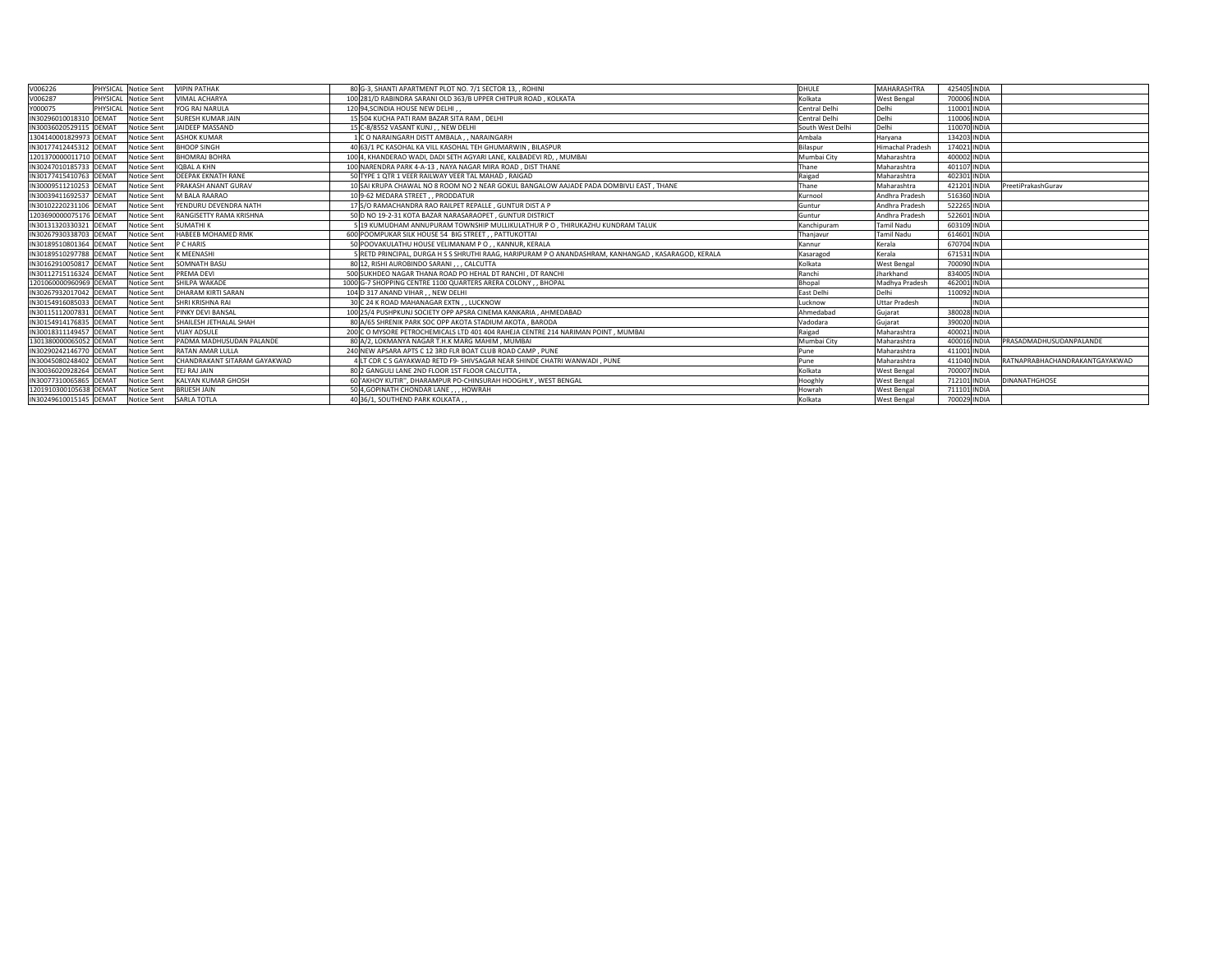| | | | | | | | | | | | |
|---|---|---|---|---|---|---|---|---|---|---|---|
| V006226 | PHYSICAL | Notice Sent | VIPIN PATHAK | 80 | G-3, SHANTI APARTMENT PLOT NO. 7/1 SECTOR 13, , ROHINI | DHULE | MAHARASHTRA | 425405 | INDIA | |
| V006287 | PHYSICAL | Notice Sent | VIMAL ACHARYA | 100 | 281/D RABINDRA SARANI OLD 363/B UPPER CHITPUR ROAD , KOLKATA | Kolkata | West Bengal | 700006 | INDIA | |
| Y000075 | PHYSICAL | Notice Sent | YOG RAJ NARULA | 120 | 94,SCINDIA HOUSE NEW DELHI , , | Central Delhi | Delhi | 110001 | INDIA | |
| IN30296010018310 | DEMAT | Notice Sent | SURESH KUMAR JAIN | 15 | 504 KUCHA PATI RAM BAZAR SITA RAM , DELHI | Central Delhi | Delhi | 110006 | INDIA | |
| IN30036020529115 | DEMAT | Notice Sent | JAIDEEP MASSAND | 15 | C-8/8552 VASANT KUNJ , , NEW DELHI | South West Delhi | Delhi | 110070 | INDIA | |
| 1304140001829973 | DEMAT | Notice Sent | ASHOK KUMAR | 1 | C O NARAINGARH DISTT AMBALA , , NARAINGARH | Ambala | Haryana | 134203 | INDIA | |
| IN30177412445312 | DEMAT | Notice Sent | BHOOP SINGH | 40 | 63/1 PC KASOHAL KA VILL KASOHAL TEH GHUMARWIN , BILASPUR | Bilaspur | Himachal Pradesh | 174021 | INDIA | |
| 1201370000011710 | DEMAT | Notice Sent | BHOMRAJ BOHRA | 100 | 4, KHANDERAO WADI, DADI SETH AGYARI LANE, KALBADEVI RD, , MUMBAI | Mumbai City | Maharashtra | 400002 | INDIA | |
| IN30247010185733 | DEMAT | Notice Sent | IQBAL A KHN | 100 | NARENDRA PARK 4-A-13 , NAYA NAGAR MIRA ROAD , DIST THANE | Thane | Maharashtra | 401107 | INDIA | |
| IN30177415410763 | DEMAT | Notice Sent | DEEPAK EKNATH RANE | 50 | TYPE 1 QTR 1 VEER RAILWAY VEER TAL MAHAD , RAIGAD | Raigad | Maharashtra | 402301 | INDIA | |
| IN30009511210253 | DEMAT | Notice Sent | PRAKASH ANANT GURAV | 10 | SAI KRUPA CHAWAL NO 8 ROOM NO 2 NEAR GOKUL BANGALOW AAJADE PADA DOMBIVLI EAST , THANE | Thane | Maharashtra | 421201 | INDIA | PreetiPrakashGurav |
| IN30039411692537 | DEMAT | Notice Sent | M BALA RAARAO | 10 | 9-62 MEDARA STREET , , PRODDATUR | Kurnool | Andhra Pradesh | 516360 | INDIA | |
| IN30102220231106 | DEMAT | Notice Sent | YENDURU DEVENDRA NATH | 17 | S/O RAMACHANDRA RAO RAILPET REPALLE , GUNTUR DIST A P | Guntur | Andhra Pradesh | 522265 | INDIA | |
| 1203690000075176 | DEMAT | Notice Sent | RANGISETTY RAMA KRISHNA | 50 | D NO 19-2-31 KOTA BAZAR NARASARAOPET , GUNTUR DISTRICT | Guntur | Andhra Pradesh | 522601 | INDIA | |
| IN30131320330321 | DEMAT | Notice Sent | SUMATHI K | 5 | 19 KUMUDHAM ANNUPURAM TOWNSHIP MULLIKULATHUR P O , THIRUKAZHU KUNDRAM TALUK | Kanchipuram | Tamil Nadu | 603109 | INDIA | |
| IN30267930338703 | DEMAT | Notice Sent | HABEEB MOHAMED RMK | 600 | POOMPUKAR SILK HOUSE 54 BIG STREET , , PATTUKOTTAI | Thanjavur | Tamil Nadu | 614601 | INDIA | |
| IN30189510801364 | DEMAT | Notice Sent | P C HARIS | 50 | POOVAKULATHU HOUSE VELIMANAM P O , , KANNUR, KERALA | Kannur | Kerala | 670704 | INDIA | |
| IN30189510297788 | DEMAT | Notice Sent | K MEENASHI | 5 | RETD PRINCIPAL, DURGA H S S SHRUTHI RAAG, HARIPURAM P O ANANDASHRAM, KANHANGAD , KASARAGOD, KERALA | Kasaragod | Kerala | 671531 | INDIA | |
| IN30162910050817 | DEMAT | Notice Sent | SOMNATH BASU | 80 | 12, RISHI AUROBINDO SARANI , , , CALCUTTA | Kolkata | West Bengal | 700090 | INDIA | |
| IN30112715116324 | DEMAT | Notice Sent | PREMA DEVI | 500 | SUKHDEO NAGAR THANA ROAD PO HEHAL DT RANCHI , DT RANCHI | Ranchi | Jharkhand | 834005 | INDIA | |
| 1201060000960969 | DEMAT | Notice Sent | SHILPA WAKADE | 1000 | G-7 SHOPPING CENTRE 1100 QUARTERS ARERA COLONY , , BHOPAL | Bhopal | Madhya Pradesh | 462001 | INDIA | |
| IN30267932017042 | DEMAT | Notice Sent | DHARAM KIRTI SARAN | 104 | D 317 ANAND VIHAR , , NEW DELHI | East Delhi | Delhi | 110092 | INDIA | |
| IN30154916085033 | DEMAT | Notice Sent | SHRI KRISHNA RAI | 30 | C 24 K ROAD MAHANAGAR EXTN , , LUCKNOW | Lucknow | Uttar Pradesh | | INDIA | |
| IN30115112007831 | DEMAT | Notice Sent | PINKY DEVI BANSAL | 100 | 25/4 PUSHPKUNJ SOCIETY OPP APSRA CINEMA KANKARIA , AHMEDABAD | Ahmedabad | Gujarat | 380028 | INDIA | |
| IN30154914176835 | DEMAT | Notice Sent | SHAILESH JETHALAL SHAH | 80 | A/65 SHRENIK PARK SOC OPP AKOTA STADIUM AKOTA , BARODA | Vadodara | Gujarat | 390020 | INDIA | |
| IN30018311149457 | DEMAT | Notice Sent | VIJAY ADSULE | 200 | C O MYSORE PETROCHEMICALS LTD 401 404 RAHEJA CENTRE 214 NARIMAN POINT , MUMBAI | Raigad | Maharashtra | 400021 | INDIA | |
| 1301380000065052 | DEMAT | Notice Sent | PADMA MADHUSUDAN PALANDE | 80 | A/2, LOKMANYA NAGAR T.H.K MARG MAHIM , MUMBAI | Mumbai City | Maharashtra | 400016 | INDIA | PRASADMADHUSUDANPALANDE |
| IN30290242146770 | DEMAT | Notice Sent | RATAN AMAR LULLA | 240 | NEW APSARA APTS C 12 3RD FLR BOAT CLUB ROAD CAMP , PUNE | Pune | Maharashtra | 411001 | INDIA | |
| IN30045080248402 | DEMAT | Notice Sent | CHANDRAKANT SITARAM GAYAKWAD | 4 | LT CDR C S GAYAKWAD RETD F9- SHIVSAGAR NEAR SHINDE CHATRI WANWADI , PUNE | Pune | Maharashtra | 411040 | INDIA | RATNAPRABHACHANDRAKANTGAYAKWAD |
| IN30036020928264 | DEMAT | Notice Sent | TEJ RAJ JAIN | 80 | 2 GANGULI LANE 2ND FLOOR 1ST FLOOR CALCUTTA , | Kolkata | West Bengal | 700007 | INDIA | |
| IN30077310065865 | DEMAT | Notice Sent | KALYAN KUMAR GHOSH | 60 | "AKHOY KUTIR", DHARAMPUR PO-CHINSURAH HOOGHLY , WEST BENGAL | Hooghly | West Bengal | 712101 | INDIA | DINANATHGHOSE |
| 1201910300105638 | DEMAT | Notice Sent | BRIJESH JAIN | 50 | 4,GOPINATH CHONDAR LANE , , , HOWRAH | Howrah | West Bengal | 711101 | INDIA | |
| IN30249610015145 | DEMAT | Notice Sent | SARLA TOTLA | 40 | 36/1, SOUTHEND PARK KOLKATA , , | Kolkata | West Bengal | 700029 | INDIA | |